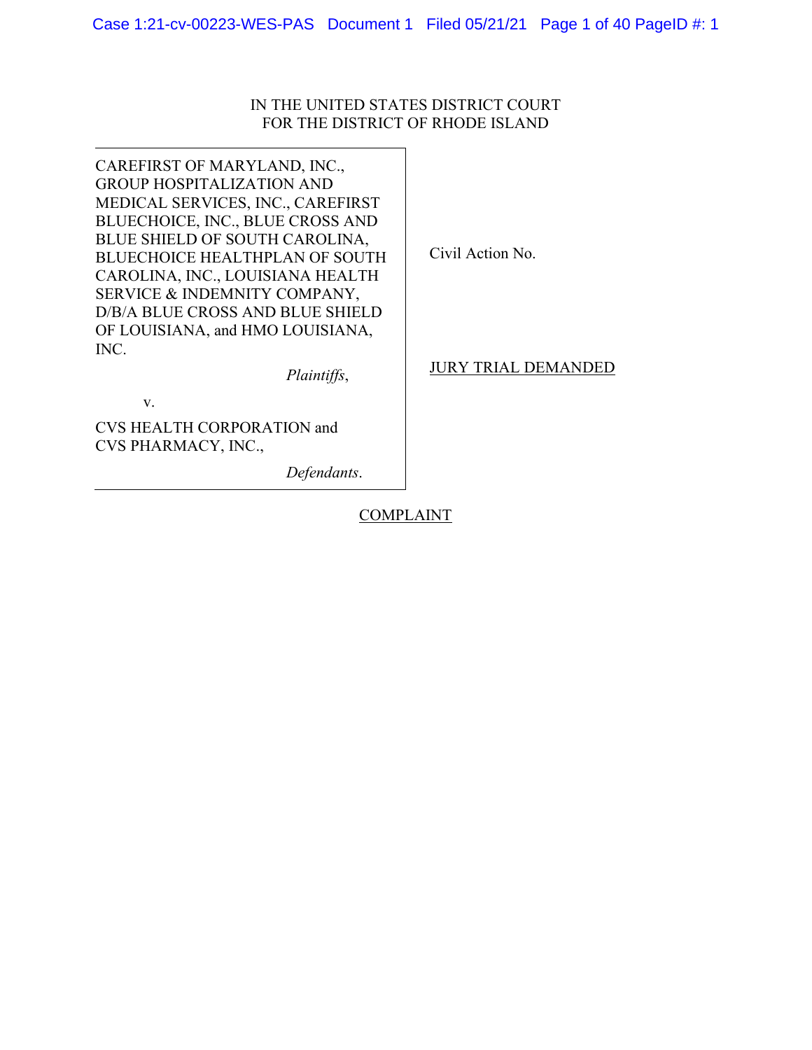IN THE UNITED STATES DISTRICT COURT
FOR THE DISTRICT OF RHODE ISLAND

CAREFIRST OF MARYLAND, INC., GROUP HOSPITALIZATION AND MEDICAL SERVICES, INC., CAREFIRST BLUECHOICE, INC., BLUE CROSS AND BLUE SHIELD OF SOUTH CAROLINA, BLUECHOICE HEALTHPLAN OF SOUTH CAROLINA, INC., LOUISIANA HEALTH SERVICE & INDEMNITY COMPANY, D/B/A BLUE CROSS AND BLUE SHIELD OF LOUISIANA, and HMO LOUISIANA, INC.

*Plaintiffs*,

v.

CVS HEALTH CORPORATION and CVS PHARMACY, INC.,

*Defendants*.

Civil Action No.

JURY TRIAL DEMANDED

COMPLAINT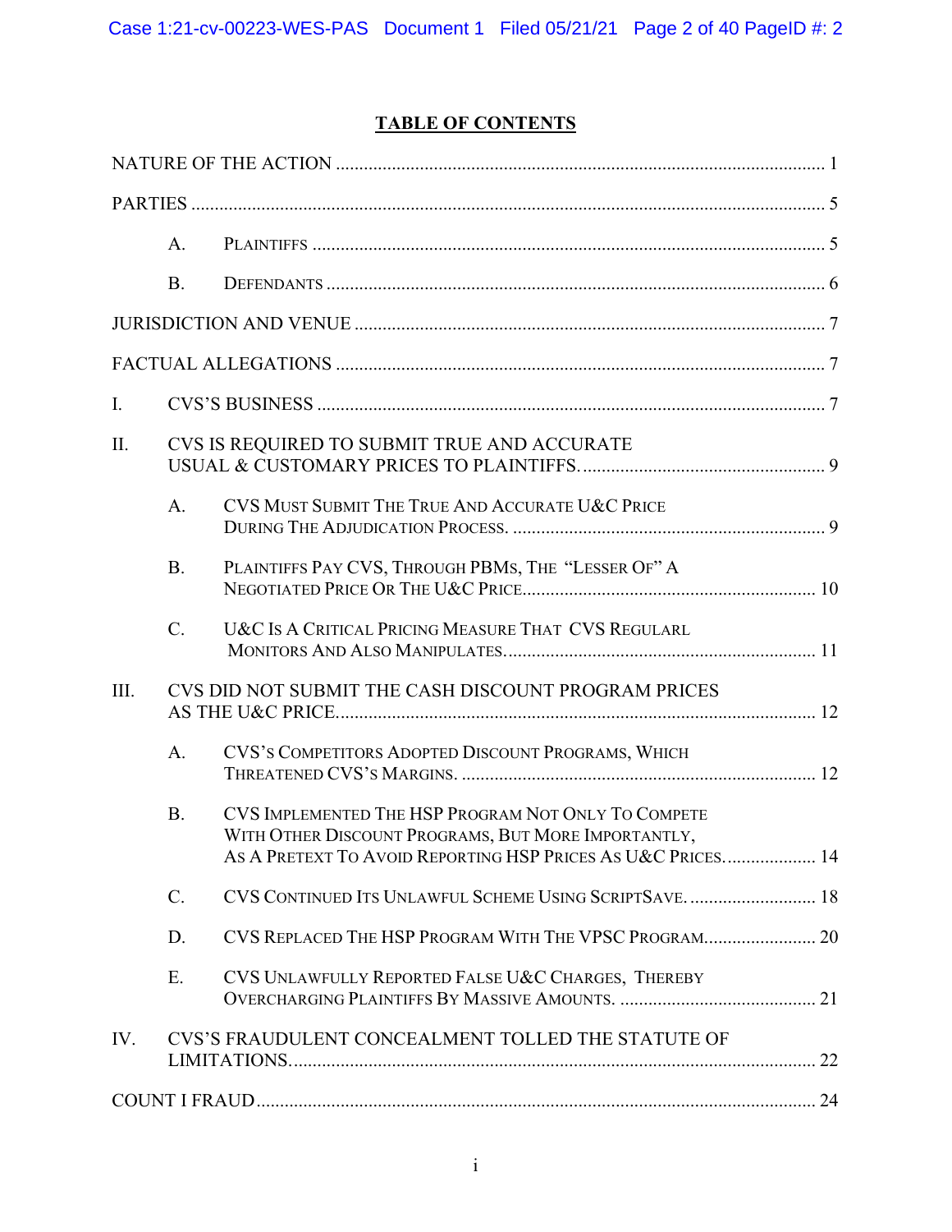## TABLE OF CONTENTS

NATURE OF THE ACTION ........................................................................................................ 1

PARTIES ....................................................................................................................................... 5

A. PLAINTIFFS ............................................................................................................. 5

B. DEFENDANTS .......................................................................................................... 6

JURISDICTION AND VENUE .................................................................................................... 7

FACTUAL ALLEGATIONS ........................................................................................................ 7

I. CVS'S BUSINESS ............................................................................................................ 7

II. CVS IS REQUIRED TO SUBMIT TRUE AND ACCURATE USUAL & CUSTOMARY PRICES TO PLAINTIFFS. .................................................... 9

A. CVS MUST SUBMIT THE TRUE AND ACCURATE U&C PRICE DURING THE ADJUDICATION PROCESS. ................................................................... 9

B. PLAINTIFFS PAY CVS, THROUGH PBMS, THE "LESSER OF" A NEGOTIATED PRICE OR THE U&C PRICE.............................................................. 10

C. U&C IS A CRITICAL PRICING MEASURE THAT CVS REGULARL MONITORS AND ALSO MANIPULATES.................................................................. 11

III. CVS DID NOT SUBMIT THE CASH DISCOUNT PROGRAM PRICES AS THE U&C PRICE...................................................................................................... 12

A. CVS'S COMPETITORS ADOPTED DISCOUNT PROGRAMS, WHICH THREATENED CVS'S MARGINS. ........................................................................... 12

B. CVS IMPLEMENTED THE HSP PROGRAM NOT ONLY TO COMPETE WITH OTHER DISCOUNT PROGRAMS, BUT MORE IMPORTANTLY, AS A PRETEXT TO AVOID REPORTING HSP PRICES AS U&C PRICES.................... 14

C. CVS CONTINUED ITS UNLAWFUL SCHEME USING SCRIPTSAVE. ........................... 18

D. CVS REPLACED THE HSP PROGRAM WITH THE VPSC PROGRAM........................ 20

E. CVS UNLAWFULLY REPORTED FALSE U&C CHARGES, THEREBY OVERCHARGING PLAINTIFFS BY MASSIVE AMOUNTS. .......................................... 21

IV. CVS'S FRAUDULENT CONCEALMENT TOLLED THE STATUTE OF LIMITATIONS................................................................................................................ 22

COUNT I FRAUD........................................................................................................................ 24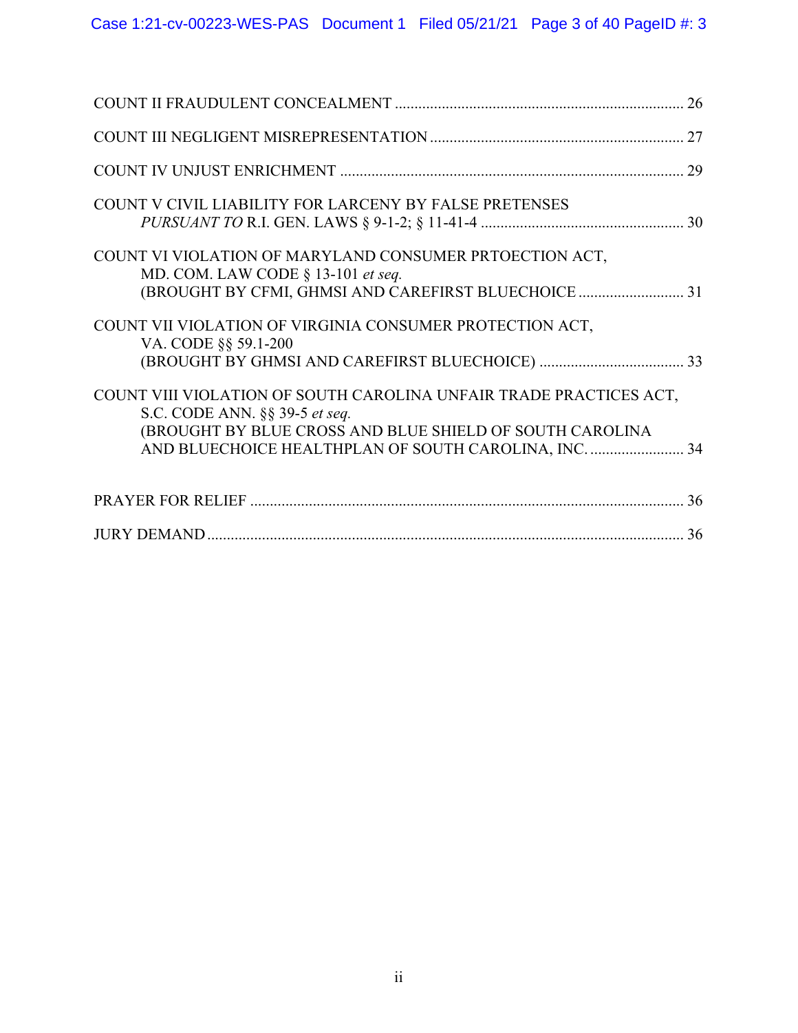COUNT II FRAUDULENT CONCEALMENT ........................................................................ 26

COUNT III NEGLIGENT MISREPRESENTATION ................................................................ 27

COUNT IV UNJUST ENRICHMENT ...................................................................................... 29

COUNT V CIVIL LIABILITY FOR LARCENY BY FALSE PRETENSES
*PURSUANT TO* R.I. GEN. LAWS § 9-1-2; § 11-41-4 ..................................................... 30

COUNT VI VIOLATION OF MARYLAND CONSUMER PRTOECTION ACT,
MD. COM. LAW CODE § 13-101 *et seq.*
(BROUGHT BY CFMI, GHMSI AND CAREFIRST BLUECHOICE ........................... 31

COUNT VII VIOLATION OF VIRGINIA CONSUMER PROTECTION ACT,
VA. CODE §§ 59.1-200
(BROUGHT BY GHMSI AND CAREFIRST BLUECHOICE) ..................................... 33

COUNT VIII VIOLATION OF SOUTH CAROLINA UNFAIR TRADE PRACTICES ACT,
S.C. CODE ANN. §§ 39-5 *et seq.*
(BROUGHT BY BLUE CROSS AND BLUE SHIELD OF SOUTH CAROLINA
AND BLUECHOICE HEALTHPLAN OF SOUTH CAROLINA, INC. ........................ 34

PRAYER FOR RELIEF ............................................................................................................. 36

JURY DEMAND ......................................................................................................................... 36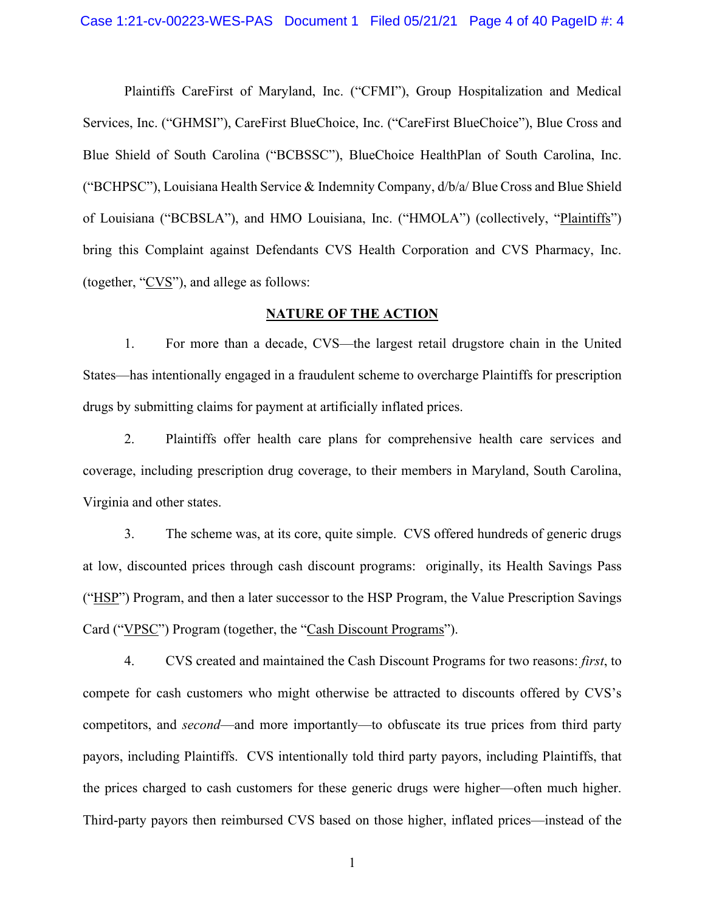Plaintiffs CareFirst of Maryland, Inc. ("CFMI"), Group Hospitalization and Medical Services, Inc. ("GHMSI"), CareFirst BlueChoice, Inc. ("CareFirst BlueChoice"), Blue Cross and Blue Shield of South Carolina ("BCBSSC"), BlueChoice HealthPlan of South Carolina, Inc. ("BCHPSC"), Louisiana Health Service & Indemnity Company, d/b/a/ Blue Cross and Blue Shield of Louisiana ("BCBSLA"), and HMO Louisiana, Inc. ("HMOLA") (collectively, "Plaintiffs") bring this Complaint against Defendants CVS Health Corporation and CVS Pharmacy, Inc. (together, "CVS"), and allege as follows:

## NATURE OF THE ACTION

1. For more than a decade, CVS—the largest retail drugstore chain in the United States—has intentionally engaged in a fraudulent scheme to overcharge Plaintiffs for prescription drugs by submitting claims for payment at artificially inflated prices.

2. Plaintiffs offer health care plans for comprehensive health care services and coverage, including prescription drug coverage, to their members in Maryland, South Carolina, Virginia and other states.

3. The scheme was, at its core, quite simple. CVS offered hundreds of generic drugs at low, discounted prices through cash discount programs: originally, its Health Savings Pass ("HSP") Program, and then a later successor to the HSP Program, the Value Prescription Savings Card ("VPSC") Program (together, the "Cash Discount Programs").

4. CVS created and maintained the Cash Discount Programs for two reasons: *first*, to compete for cash customers who might otherwise be attracted to discounts offered by CVS's competitors, and *second*—and more importantly—to obfuscate its true prices from third party payors, including Plaintiffs. CVS intentionally told third party payors, including Plaintiffs, that the prices charged to cash customers for these generic drugs were higher—often much higher. Third-party payors then reimbursed CVS based on those higher, inflated prices—instead of the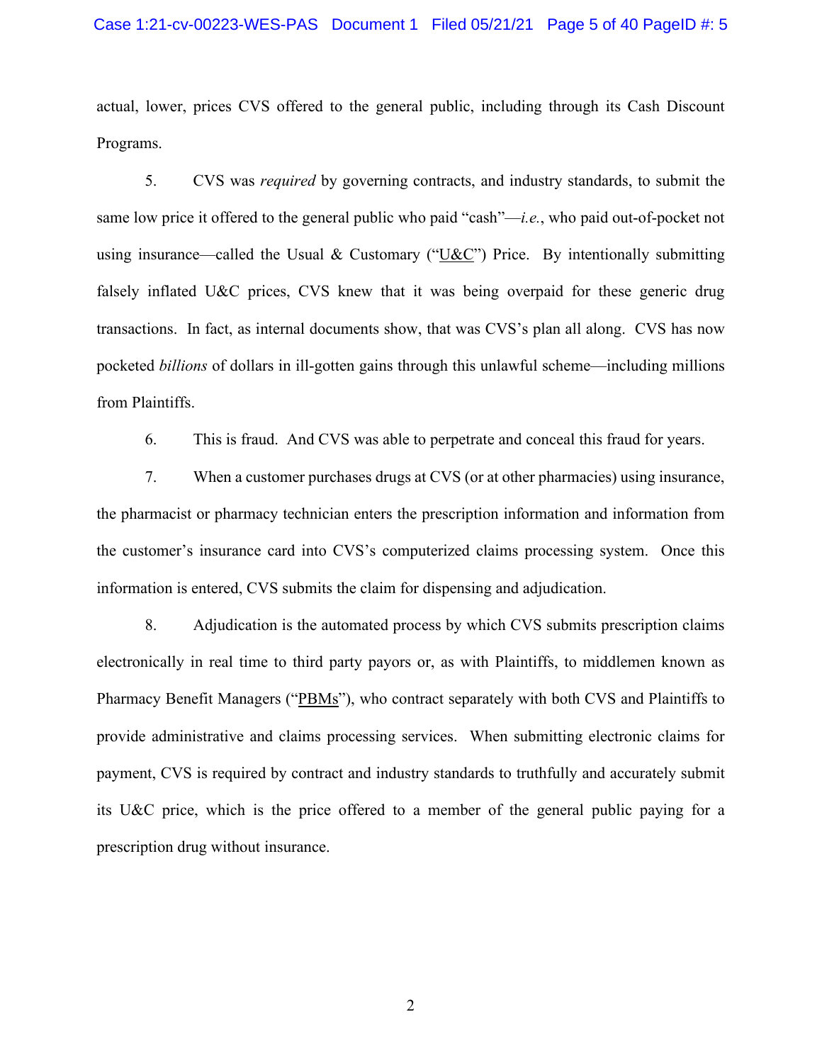actual, lower, prices CVS offered to the general public, including through its Cash Discount Programs.

5. CVS was *required* by governing contracts, and industry standards, to submit the same low price it offered to the general public who paid "cash"—*i.e.*, who paid out-of-pocket not using insurance—called the Usual & Customary ("U&C") Price. By intentionally submitting falsely inflated U&C prices, CVS knew that it was being overpaid for these generic drug transactions. In fact, as internal documents show, that was CVS's plan all along. CVS has now pocketed *billions* of dollars in ill-gotten gains through this unlawful scheme—including millions from Plaintiffs.

6. This is fraud. And CVS was able to perpetrate and conceal this fraud for years.

7. When a customer purchases drugs at CVS (or at other pharmacies) using insurance, the pharmacist or pharmacy technician enters the prescription information and information from the customer's insurance card into CVS's computerized claims processing system. Once this information is entered, CVS submits the claim for dispensing and adjudication.

8. Adjudication is the automated process by which CVS submits prescription claims electronically in real time to third party payors or, as with Plaintiffs, to middlemen known as Pharmacy Benefit Managers ("PBMs"), who contract separately with both CVS and Plaintiffs to provide administrative and claims processing services. When submitting electronic claims for payment, CVS is required by contract and industry standards to truthfully and accurately submit its U&C price, which is the price offered to a member of the general public paying for a prescription drug without insurance.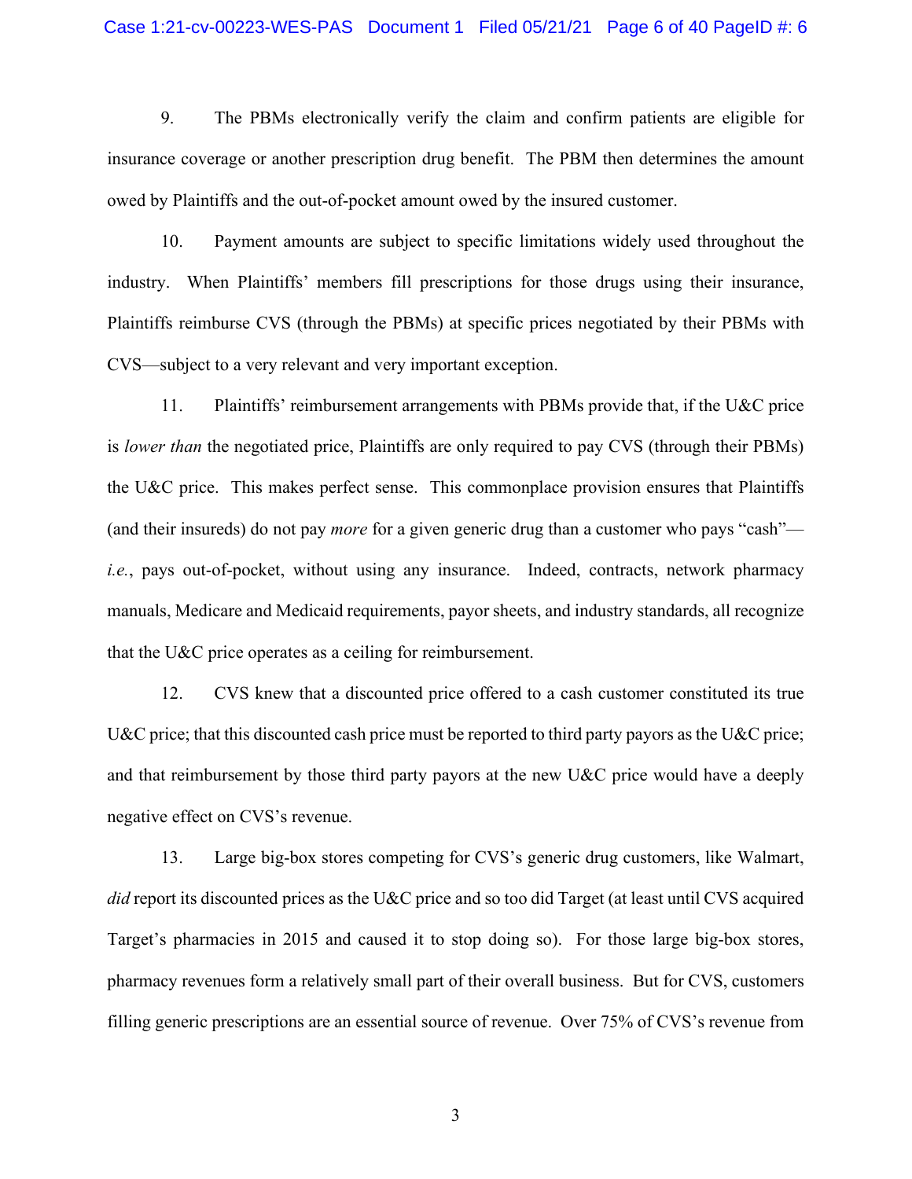9. The PBMs electronically verify the claim and confirm patients are eligible for insurance coverage or another prescription drug benefit. The PBM then determines the amount owed by Plaintiffs and the out-of-pocket amount owed by the insured customer.

10. Payment amounts are subject to specific limitations widely used throughout the industry. When Plaintiffs' members fill prescriptions for those drugs using their insurance, Plaintiffs reimburse CVS (through the PBMs) at specific prices negotiated by their PBMs with CVS—subject to a very relevant and very important exception.

11. Plaintiffs' reimbursement arrangements with PBMs provide that, if the U&C price is *lower than* the negotiated price, Plaintiffs are only required to pay CVS (through their PBMs) the U&C price. This makes perfect sense. This commonplace provision ensures that Plaintiffs (and their insureds) do not pay *more* for a given generic drug than a customer who pays "cash"—*i.e.*, pays out-of-pocket, without using any insurance. Indeed, contracts, network pharmacy manuals, Medicare and Medicaid requirements, payor sheets, and industry standards, all recognize that the U&C price operates as a ceiling for reimbursement.

12. CVS knew that a discounted price offered to a cash customer constituted its true U&C price; that this discounted cash price must be reported to third party payors as the U&C price; and that reimbursement by those third party payors at the new U&C price would have a deeply negative effect on CVS's revenue.

13. Large big-box stores competing for CVS's generic drug customers, like Walmart, *did* report its discounted prices as the U&C price and so too did Target (at least until CVS acquired Target's pharmacies in 2015 and caused it to stop doing so). For those large big-box stores, pharmacy revenues form a relatively small part of their overall business. But for CVS, customers filling generic prescriptions are an essential source of revenue. Over 75% of CVS's revenue from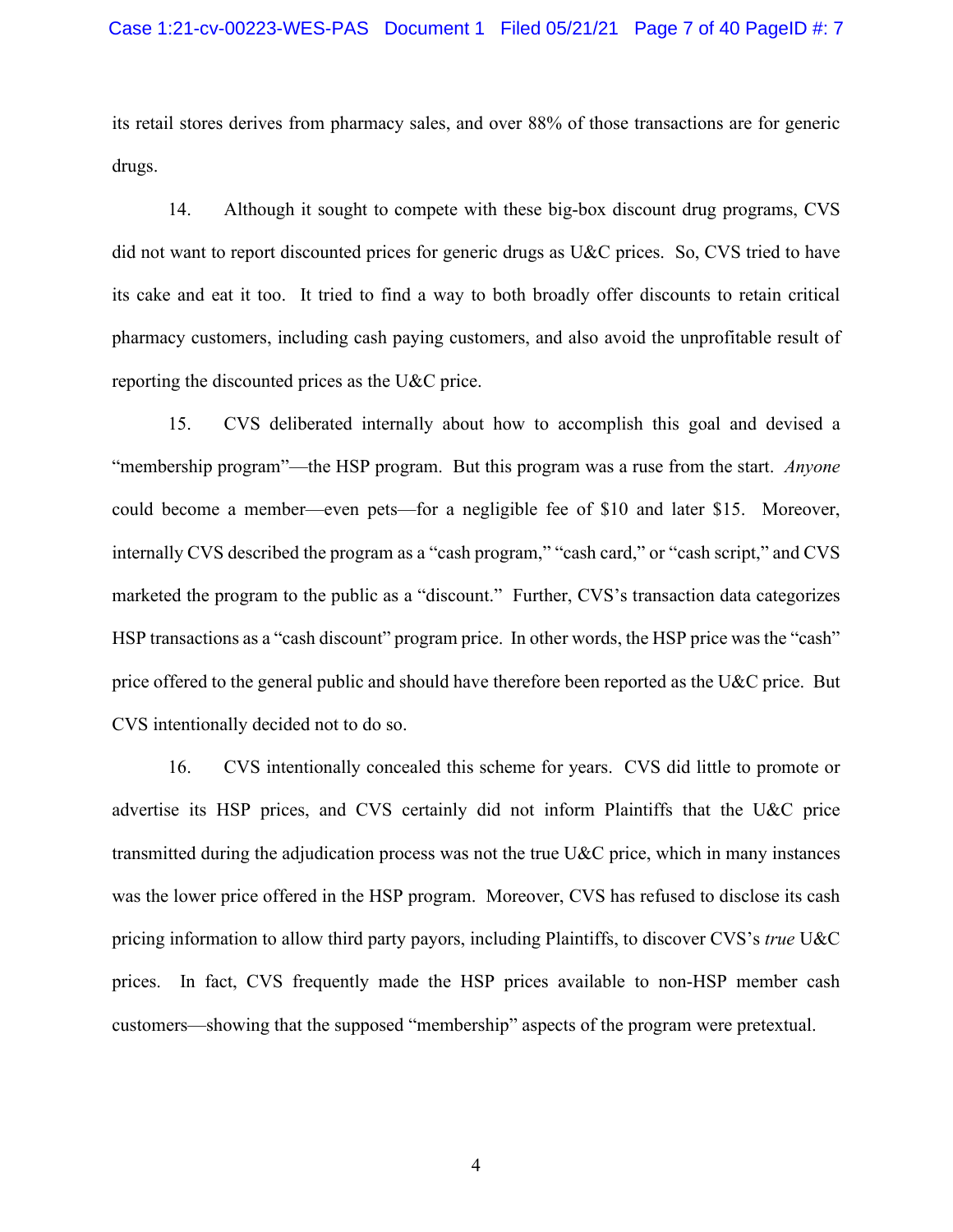its retail stores derives from pharmacy sales, and over 88% of those transactions are for generic drugs.

14. Although it sought to compete with these big-box discount drug programs, CVS did not want to report discounted prices for generic drugs as U&C prices. So, CVS tried to have its cake and eat it too. It tried to find a way to both broadly offer discounts to retain critical pharmacy customers, including cash paying customers, and also avoid the unprofitable result of reporting the discounted prices as the U&C price.

15. CVS deliberated internally about how to accomplish this goal and devised a "membership program"—the HSP program. But this program was a ruse from the start. *Anyone* could become a member—even pets—for a negligible fee of $10 and later $15. Moreover, internally CVS described the program as a "cash program," "cash card," or "cash script," and CVS marketed the program to the public as a "discount." Further, CVS's transaction data categorizes HSP transactions as a "cash discount" program price. In other words, the HSP price was the "cash" price offered to the general public and should have therefore been reported as the U&C price. But CVS intentionally decided not to do so.

16. CVS intentionally concealed this scheme for years. CVS did little to promote or advertise its HSP prices, and CVS certainly did not inform Plaintiffs that the U&C price transmitted during the adjudication process was not the true U&C price, which in many instances was the lower price offered in the HSP program. Moreover, CVS has refused to disclose its cash pricing information to allow third party payors, including Plaintiffs, to discover CVS's *true* U&C prices. In fact, CVS frequently made the HSP prices available to non-HSP member cash customers—showing that the supposed "membership" aspects of the program were pretextual.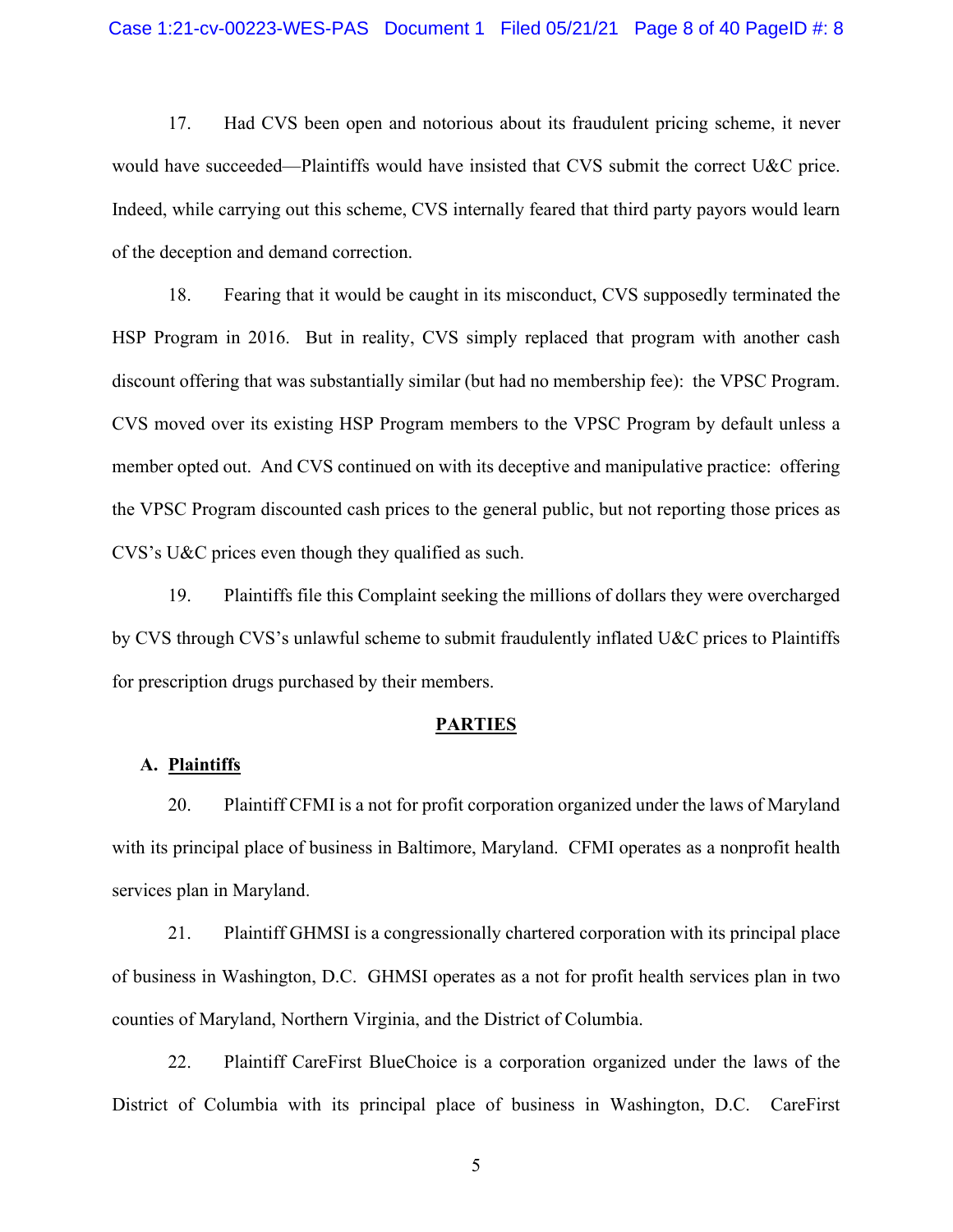17. Had CVS been open and notorious about its fraudulent pricing scheme, it never would have succeeded—Plaintiffs would have insisted that CVS submit the correct U&C price. Indeed, while carrying out this scheme, CVS internally feared that third party payors would learn of the deception and demand correction.

18. Fearing that it would be caught in its misconduct, CVS supposedly terminated the HSP Program in 2016. But in reality, CVS simply replaced that program with another cash discount offering that was substantially similar (but had no membership fee): the VPSC Program. CVS moved over its existing HSP Program members to the VPSC Program by default unless a member opted out. And CVS continued on with its deceptive and manipulative practice: offering the VPSC Program discounted cash prices to the general public, but not reporting those prices as CVS's U&C prices even though they qualified as such.

19. Plaintiffs file this Complaint seeking the millions of dollars they were overcharged by CVS through CVS's unlawful scheme to submit fraudulently inflated U&C prices to Plaintiffs for prescription drugs purchased by their members.

## PARTIES

### A. Plaintiffs

20. Plaintiff CFMI is a not for profit corporation organized under the laws of Maryland with its principal place of business in Baltimore, Maryland. CFMI operates as a nonprofit health services plan in Maryland.

21. Plaintiff GHMSI is a congressionally chartered corporation with its principal place of business in Washington, D.C. GHMSI operates as a not for profit health services plan in two counties of Maryland, Northern Virginia, and the District of Columbia.

22. Plaintiff CareFirst BlueChoice is a corporation organized under the laws of the District of Columbia with its principal place of business in Washington, D.C. CareFirst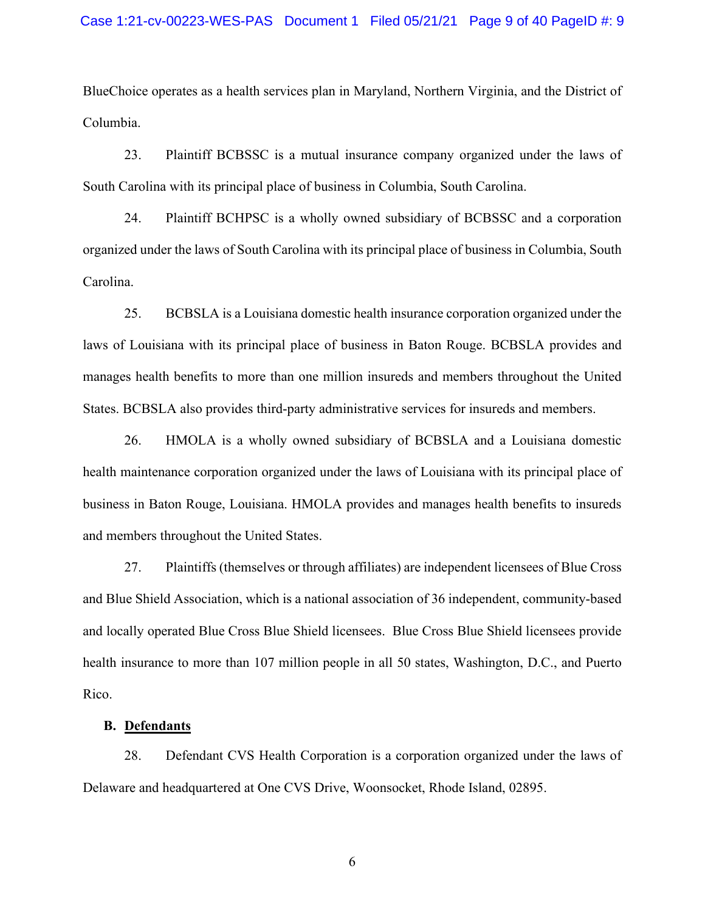BlueChoice operates as a health services plan in Maryland, Northern Virginia, and the District of Columbia.

23. Plaintiff BCBSSC is a mutual insurance company organized under the laws of South Carolina with its principal place of business in Columbia, South Carolina.

24. Plaintiff BCHPSC is a wholly owned subsidiary of BCBSSC and a corporation organized under the laws of South Carolina with its principal place of business in Columbia, South Carolina.

25. BCBSLA is a Louisiana domestic health insurance corporation organized under the laws of Louisiana with its principal place of business in Baton Rouge. BCBSLA provides and manages health benefits to more than one million insureds and members throughout the United States. BCBSLA also provides third-party administrative services for insureds and members.

26. HMOLA is a wholly owned subsidiary of BCBSLA and a Louisiana domestic health maintenance corporation organized under the laws of Louisiana with its principal place of business in Baton Rouge, Louisiana. HMOLA provides and manages health benefits to insureds and members throughout the United States.

27. Plaintiffs (themselves or through affiliates) are independent licensees of Blue Cross and Blue Shield Association, which is a national association of 36 independent, community-based and locally operated Blue Cross Blue Shield licensees. Blue Cross Blue Shield licensees provide health insurance to more than 107 million people in all 50 states, Washington, D.C., and Puerto Rico.

**B. <u>Defendants</u>**

28. Defendant CVS Health Corporation is a corporation organized under the laws of Delaware and headquartered at One CVS Drive, Woonsocket, Rhode Island, 02895.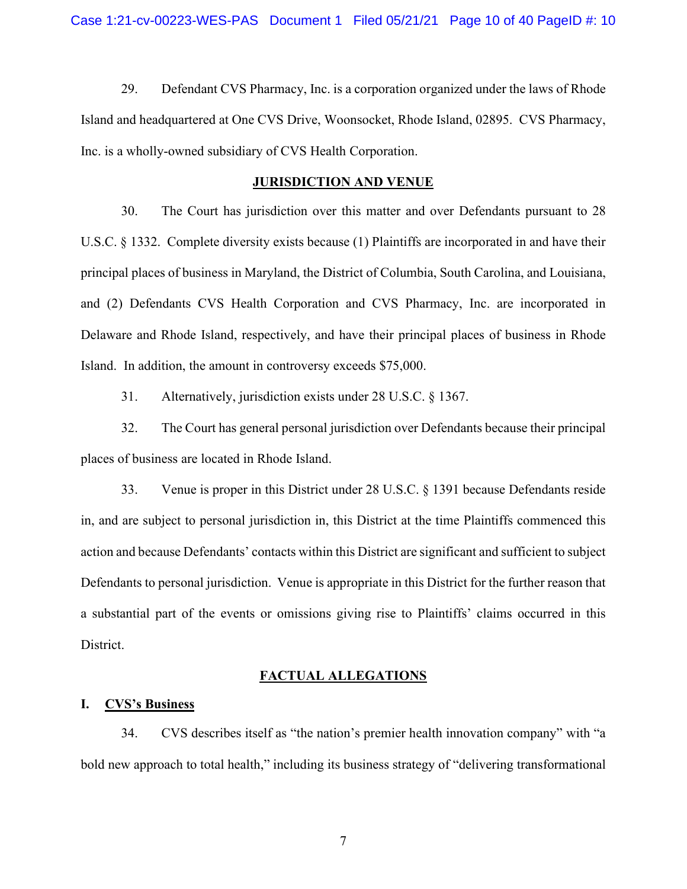29. Defendant CVS Pharmacy, Inc. is a corporation organized under the laws of Rhode Island and headquartered at One CVS Drive, Woonsocket, Rhode Island, 02895. CVS Pharmacy, Inc. is a wholly-owned subsidiary of CVS Health Corporation.

## JURISDICTION AND VENUE

30. The Court has jurisdiction over this matter and over Defendants pursuant to 28 U.S.C. § 1332. Complete diversity exists because (1) Plaintiffs are incorporated in and have their principal places of business in Maryland, the District of Columbia, South Carolina, and Louisiana, and (2) Defendants CVS Health Corporation and CVS Pharmacy, Inc. are incorporated in Delaware and Rhode Island, respectively, and have their principal places of business in Rhode Island. In addition, the amount in controversy exceeds $75,000.

31. Alternatively, jurisdiction exists under 28 U.S.C. § 1367.

32. The Court has general personal jurisdiction over Defendants because their principal places of business are located in Rhode Island.

33. Venue is proper in this District under 28 U.S.C. § 1391 because Defendants reside in, and are subject to personal jurisdiction in, this District at the time Plaintiffs commenced this action and because Defendants' contacts within this District are significant and sufficient to subject Defendants to personal jurisdiction. Venue is appropriate in this District for the further reason that a substantial part of the events or omissions giving rise to Plaintiffs' claims occurred in this District.

## FACTUAL ALLEGATIONS

### I. CVS's Business

34. CVS describes itself as "the nation's premier health innovation company" with "a bold new approach to total health," including its business strategy of "delivering transformational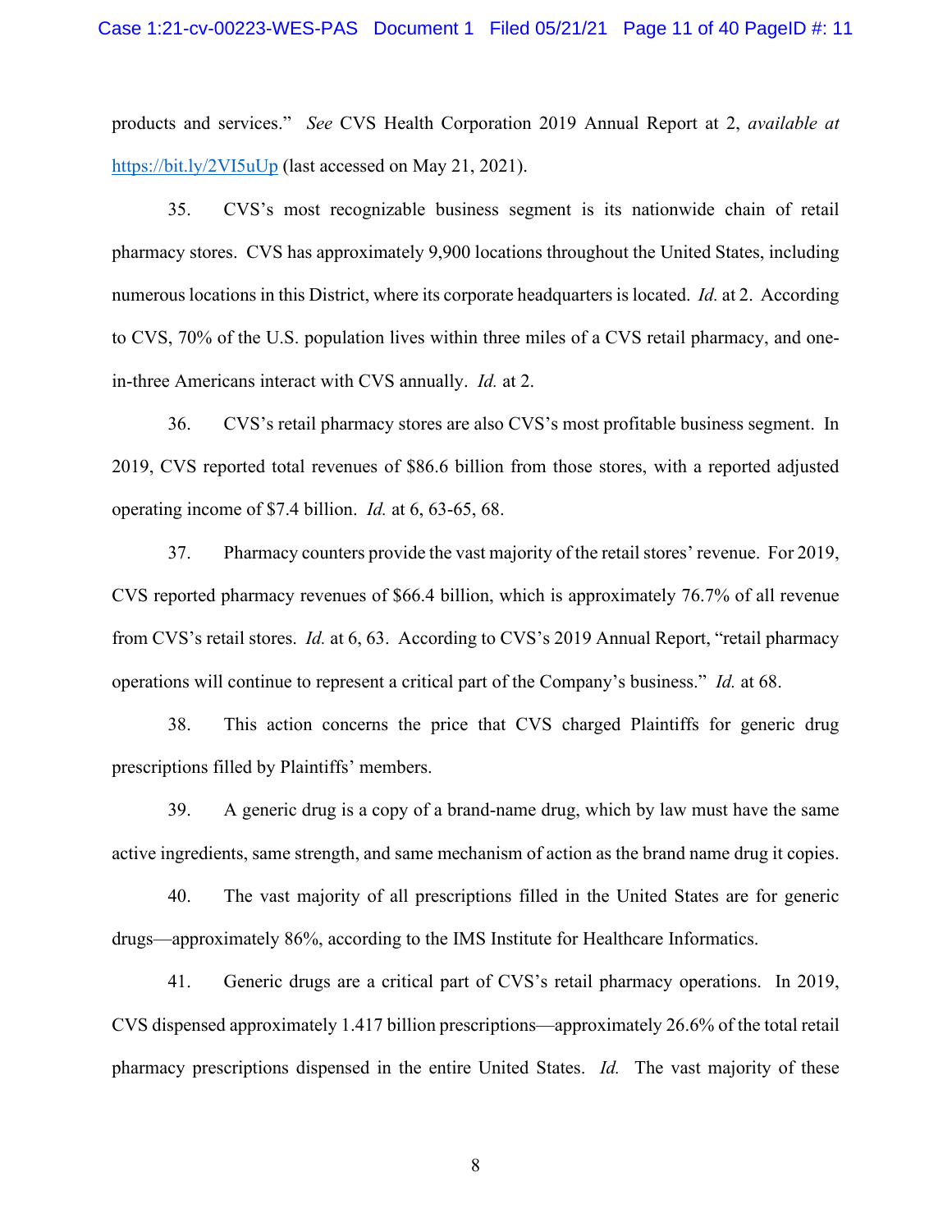products and services." *See* CVS Health Corporation 2019 Annual Report at 2, *available at* https://bit.ly/2VI5uUp (last accessed on May 21, 2021).

35. CVS's most recognizable business segment is its nationwide chain of retail pharmacy stores. CVS has approximately 9,900 locations throughout the United States, including numerous locations in this District, where its corporate headquarters is located. *Id.* at 2. According to CVS, 70% of the U.S. population lives within three miles of a CVS retail pharmacy, and one-in-three Americans interact with CVS annually. *Id.* at 2.

36. CVS's retail pharmacy stores are also CVS's most profitable business segment. In 2019, CVS reported total revenues of $86.6 billion from those stores, with a reported adjusted operating income of $7.4 billion. *Id.* at 6, 63-65, 68.

37. Pharmacy counters provide the vast majority of the retail stores' revenue. For 2019, CVS reported pharmacy revenues of $66.4 billion, which is approximately 76.7% of all revenue from CVS's retail stores. *Id.* at 6, 63. According to CVS's 2019 Annual Report, "retail pharmacy operations will continue to represent a critical part of the Company's business." *Id.* at 68.

38. This action concerns the price that CVS charged Plaintiffs for generic drug prescriptions filled by Plaintiffs' members.

39. A generic drug is a copy of a brand-name drug, which by law must have the same active ingredients, same strength, and same mechanism of action as the brand name drug it copies.

40. The vast majority of all prescriptions filled in the United States are for generic drugs—approximately 86%, according to the IMS Institute for Healthcare Informatics.

41. Generic drugs are a critical part of CVS's retail pharmacy operations. In 2019, CVS dispensed approximately 1.417 billion prescriptions—approximately 26.6% of the total retail pharmacy prescriptions dispensed in the entire United States. *Id.* The vast majority of these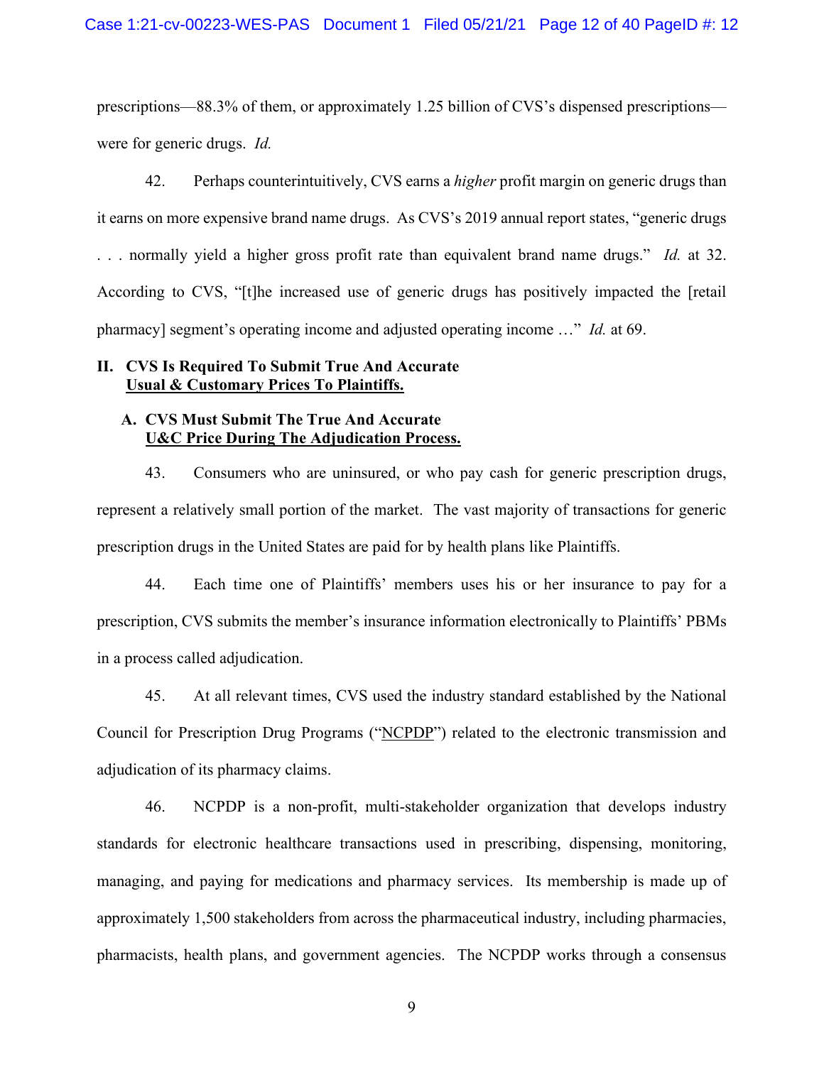prescriptions—88.3% of them, or approximately 1.25 billion of CVS's dispensed prescriptions—were for generic drugs. *Id.*

42. Perhaps counterintuitively, CVS earns a *higher* profit margin on generic drugs than it earns on more expensive brand name drugs. As CVS's 2019 annual report states, "generic drugs . . . normally yield a higher gross profit rate than equivalent brand name drugs." *Id.* at 32. According to CVS, "[t]he increased use of generic drugs has positively impacted the [retail pharmacy] segment's operating income and adjusted operating income …" *Id.* at 69.

## II. CVS Is Required To Submit True And Accurate Usual & Customary Prices To Plaintiffs.

### A. CVS Must Submit The True And Accurate U&C Price During The Adjudication Process.

43. Consumers who are uninsured, or who pay cash for generic prescription drugs, represent a relatively small portion of the market. The vast majority of transactions for generic prescription drugs in the United States are paid for by health plans like Plaintiffs.

44. Each time one of Plaintiffs' members uses his or her insurance to pay for a prescription, CVS submits the member's insurance information electronically to Plaintiffs' PBMs in a process called adjudication.

45. At all relevant times, CVS used the industry standard established by the National Council for Prescription Drug Programs ("NCPDP") related to the electronic transmission and adjudication of its pharmacy claims.

46. NCPDP is a non-profit, multi-stakeholder organization that develops industry standards for electronic healthcare transactions used in prescribing, dispensing, monitoring, managing, and paying for medications and pharmacy services. Its membership is made up of approximately 1,500 stakeholders from across the pharmaceutical industry, including pharmacies, pharmacists, health plans, and government agencies. The NCPDP works through a consensus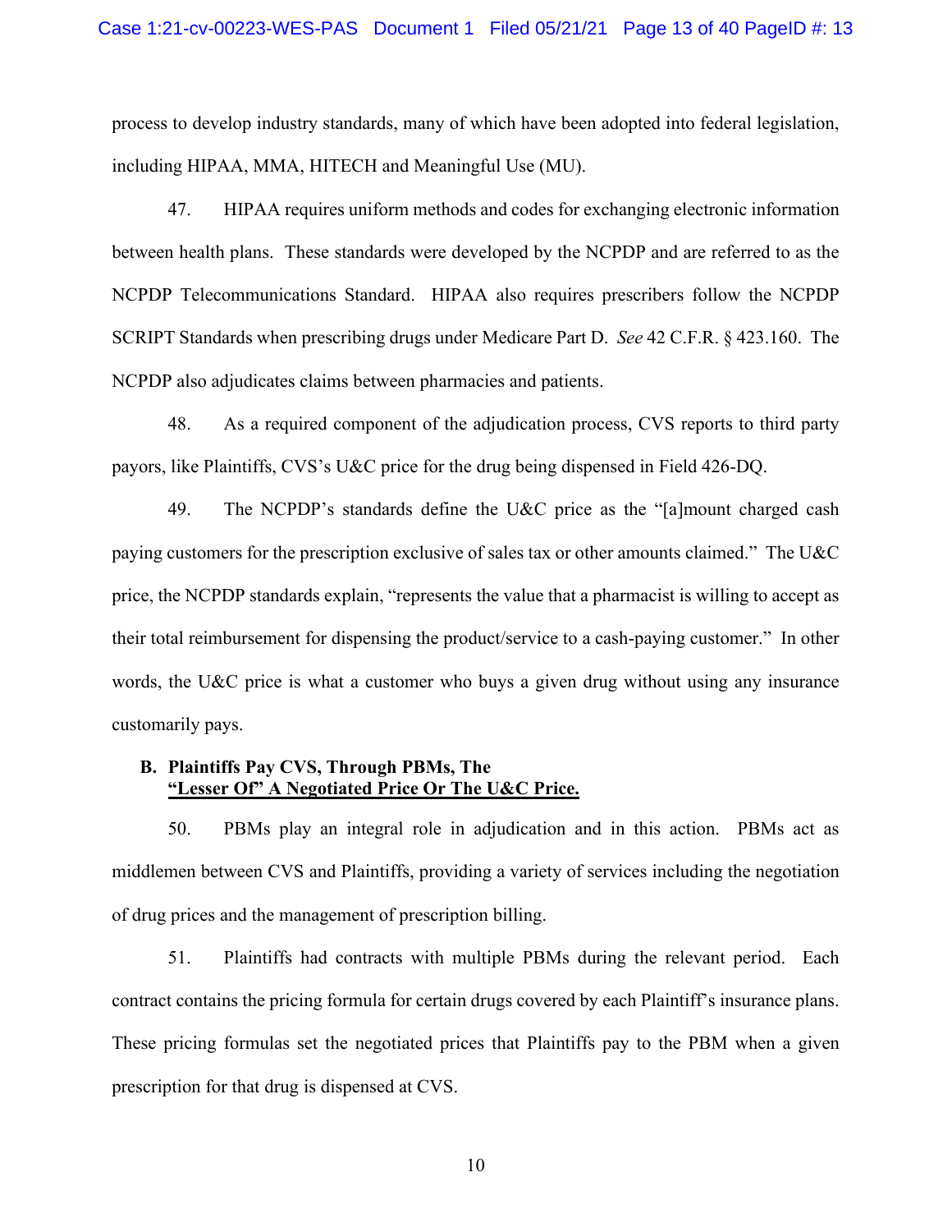process to develop industry standards, many of which have been adopted into federal legislation, including HIPAA, MMA, HITECH and Meaningful Use (MU).

47. HIPAA requires uniform methods and codes for exchanging electronic information between health plans. These standards were developed by the NCPDP and are referred to as the NCPDP Telecommunications Standard. HIPAA also requires prescribers follow the NCPDP SCRIPT Standards when prescribing drugs under Medicare Part D. *See* 42 C.F.R. § 423.160. The NCPDP also adjudicates claims between pharmacies and patients.

48. As a required component of the adjudication process, CVS reports to third party payors, like Plaintiffs, CVS's U&C price for the drug being dispensed in Field 426-DQ.

49. The NCPDP's standards define the U&C price as the "[a]mount charged cash paying customers for the prescription exclusive of sales tax or other amounts claimed." The U&C price, the NCPDP standards explain, "represents the value that a pharmacist is willing to accept as their total reimbursement for dispensing the product/service to a cash-paying customer." In other words, the U&C price is what a customer who buys a given drug without using any insurance customarily pays.

### B. Plaintiffs Pay CVS, Through PBMs, The "Lesser Of" A Negotiated Price Or The U&C Price.

50. PBMs play an integral role in adjudication and in this action. PBMs act as middlemen between CVS and Plaintiffs, providing a variety of services including the negotiation of drug prices and the management of prescription billing.

51. Plaintiffs had contracts with multiple PBMs during the relevant period. Each contract contains the pricing formula for certain drugs covered by each Plaintiff's insurance plans. These pricing formulas set the negotiated prices that Plaintiffs pay to the PBM when a given prescription for that drug is dispensed at CVS.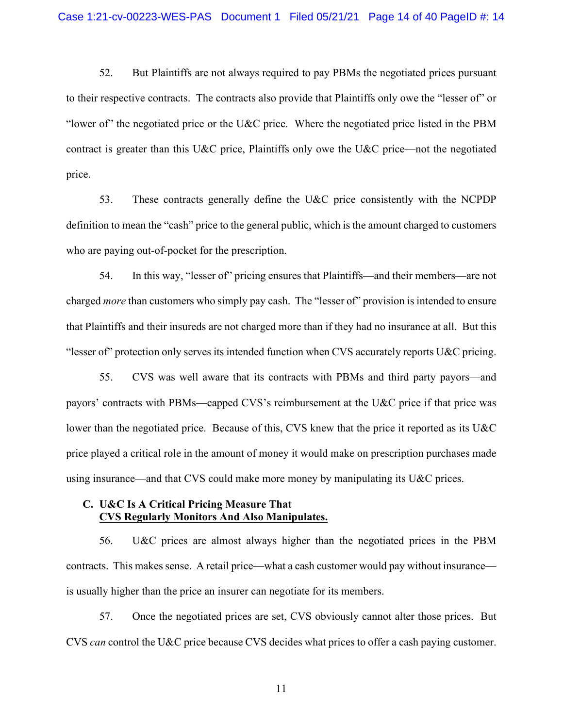52. But Plaintiffs are not always required to pay PBMs the negotiated prices pursuant to their respective contracts. The contracts also provide that Plaintiffs only owe the "lesser of" or "lower of" the negotiated price or the U&C price. Where the negotiated price listed in the PBM contract is greater than this U&C price, Plaintiffs only owe the U&C price—not the negotiated price.

53. These contracts generally define the U&C price consistently with the NCPDP definition to mean the "cash" price to the general public, which is the amount charged to customers who are paying out-of-pocket for the prescription.

54. In this way, "lesser of" pricing ensures that Plaintiffs—and their members—are not charged *more* than customers who simply pay cash. The "lesser of" provision is intended to ensure that Plaintiffs and their insureds are not charged more than if they had no insurance at all. But this "lesser of" protection only serves its intended function when CVS accurately reports U&C pricing.

55. CVS was well aware that its contracts with PBMs and third party payors—and payors' contracts with PBMs—capped CVS's reimbursement at the U&C price if that price was lower than the negotiated price. Because of this, CVS knew that the price it reported as its U&C price played a critical role in the amount of money it would make on prescription purchases made using insurance—and that CVS could make more money by manipulating its U&C prices.

### C. U&C Is A Critical Pricing Measure That CVS Regularly Monitors And Also Manipulates.

56. U&C prices are almost always higher than the negotiated prices in the PBM contracts. This makes sense. A retail price—what a cash customer would pay without insurance—is usually higher than the price an insurer can negotiate for its members.

57. Once the negotiated prices are set, CVS obviously cannot alter those prices. But CVS *can* control the U&C price because CVS decides what prices to offer a cash paying customer.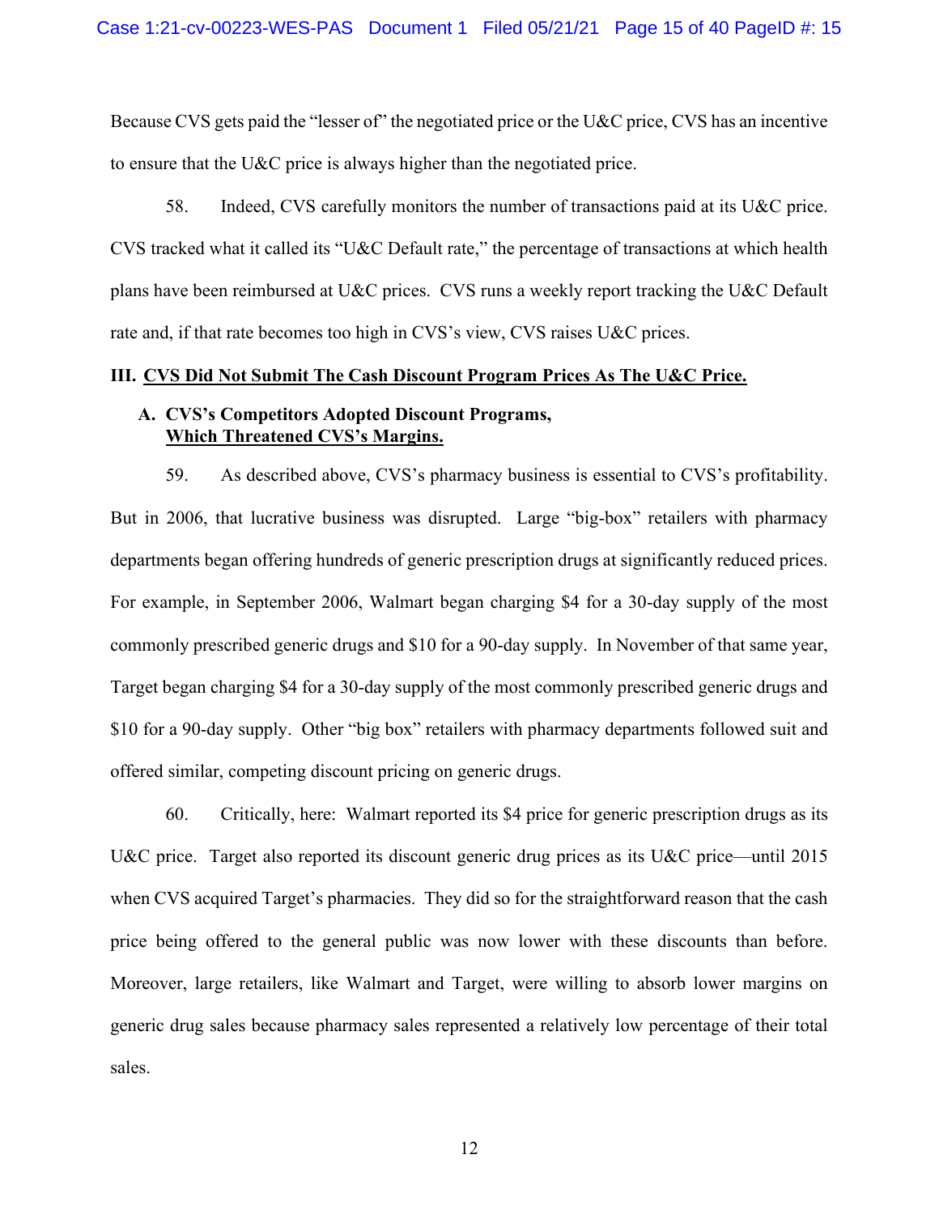Because CVS gets paid the "lesser of" the negotiated price or the U&C price, CVS has an incentive to ensure that the U&C price is always higher than the negotiated price.

58. Indeed, CVS carefully monitors the number of transactions paid at its U&C price. CVS tracked what it called its "U&C Default rate," the percentage of transactions at which health plans have been reimbursed at U&C prices. CVS runs a weekly report tracking the U&C Default rate and, if that rate becomes too high in CVS's view, CVS raises U&C prices.

## III. CVS Did Not Submit The Cash Discount Program Prices As The U&C Price.

### A. CVS's Competitors Adopted Discount Programs, Which Threatened CVS's Margins.

59. As described above, CVS's pharmacy business is essential to CVS's profitability. But in 2006, that lucrative business was disrupted. Large "big-box" retailers with pharmacy departments began offering hundreds of generic prescription drugs at significantly reduced prices. For example, in September 2006, Walmart began charging $4 for a 30-day supply of the most commonly prescribed generic drugs and $10 for a 90-day supply. In November of that same year, Target began charging $4 for a 30-day supply of the most commonly prescribed generic drugs and $10 for a 90-day supply. Other "big box" retailers with pharmacy departments followed suit and offered similar, competing discount pricing on generic drugs.

60. Critically, here: Walmart reported its $4 price for generic prescription drugs as its U&C price. Target also reported its discount generic drug prices as its U&C price—until 2015 when CVS acquired Target's pharmacies. They did so for the straightforward reason that the cash price being offered to the general public was now lower with these discounts than before. Moreover, large retailers, like Walmart and Target, were willing to absorb lower margins on generic drug sales because pharmacy sales represented a relatively low percentage of their total sales.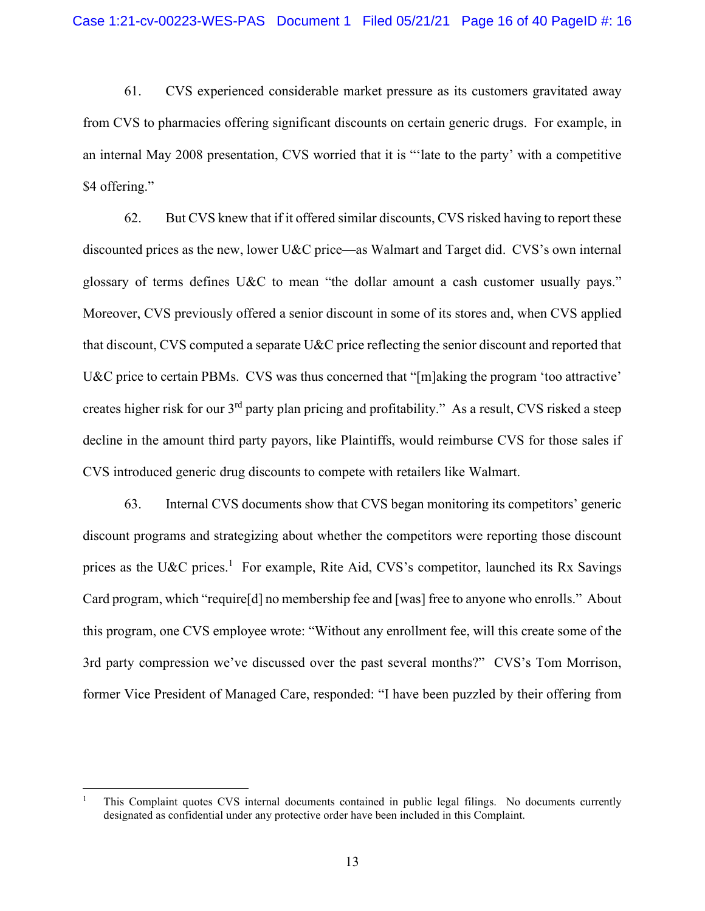61. CVS experienced considerable market pressure as its customers gravitated away from CVS to pharmacies offering significant discounts on certain generic drugs. For example, in an internal May 2008 presentation, CVS worried that it is "'late to the party' with a competitive $4 offering."

62. But CVS knew that if it offered similar discounts, CVS risked having to report these discounted prices as the new, lower U&C price—as Walmart and Target did. CVS's own internal glossary of terms defines U&C to mean "the dollar amount a cash customer usually pays." Moreover, CVS previously offered a senior discount in some of its stores and, when CVS applied that discount, CVS computed a separate U&C price reflecting the senior discount and reported that U&C price to certain PBMs. CVS was thus concerned that "[m]aking the program 'too attractive' creates higher risk for our 3rd party plan pricing and profitability." As a result, CVS risked a steep decline in the amount third party payors, like Plaintiffs, would reimburse CVS for those sales if CVS introduced generic drug discounts to compete with retailers like Walmart.

63. Internal CVS documents show that CVS began monitoring its competitors' generic discount programs and strategizing about whether the competitors were reporting those discount prices as the U&C prices.[1] For example, Rite Aid, CVS's competitor, launched its Rx Savings Card program, which "require[d] no membership fee and [was] free to anyone who enrolls." About this program, one CVS employee wrote: "Without any enrollment fee, will this create some of the 3rd party compression we've discussed over the past several months?" CVS's Tom Morrison, former Vice President of Managed Care, responded: "I have been puzzled by their offering from

[1] This Complaint quotes CVS internal documents contained in public legal filings. No documents currently designated as confidential under any protective order have been included in this Complaint.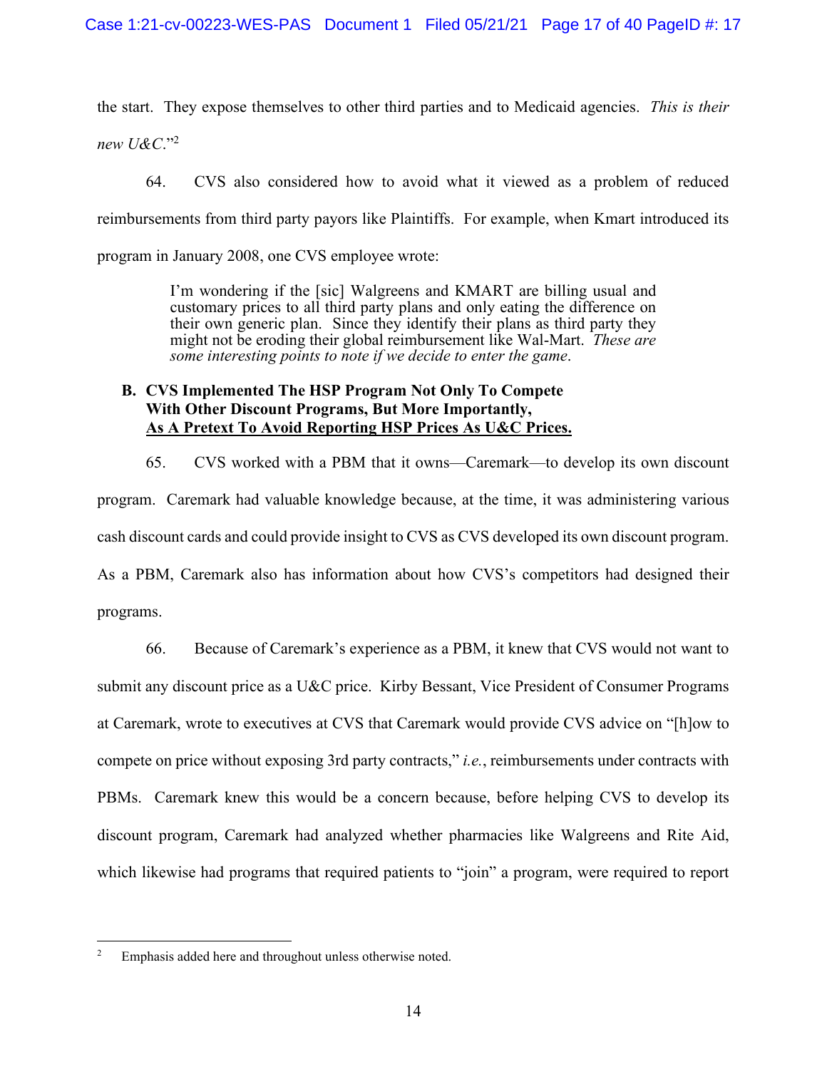the start. They expose themselves to other third parties and to Medicaid agencies. *This is their new U&C*."[2]

64. CVS also considered how to avoid what it viewed as a problem of reduced reimbursements from third party payors like Plaintiffs. For example, when Kmart introduced its program in January 2008, one CVS employee wrote:

> I'm wondering if the [sic] Walgreens and KMART are billing usual and customary prices to all third party plans and only eating the difference on their own generic plan. Since they identify their plans as third party they might not be eroding their global reimbursement like Wal-Mart. *These are some interesting points to note if we decide to enter the game*.

### B. CVS Implemented The HSP Program Not Only To Compete With Other Discount Programs, But More Importantly, <u>As A Pretext To Avoid Reporting HSP Prices As U&C Prices.</u>

65. CVS worked with a PBM that it owns—Caremark—to develop its own discount program. Caremark had valuable knowledge because, at the time, it was administering various cash discount cards and could provide insight to CVS as CVS developed its own discount program. As a PBM, Caremark also has information about how CVS's competitors had designed their programs.

66. Because of Caremark's experience as a PBM, it knew that CVS would not want to submit any discount price as a U&C price. Kirby Bessant, Vice President of Consumer Programs at Caremark, wrote to executives at CVS that Caremark would provide CVS advice on "[h]ow to compete on price without exposing 3rd party contracts," *i.e.*, reimbursements under contracts with PBMs. Caremark knew this would be a concern because, before helping CVS to develop its discount program, Caremark had analyzed whether pharmacies like Walgreens and Rite Aid, which likewise had programs that required patients to "join" a program, were required to report

---

[2] Emphasis added here and throughout unless otherwise noted.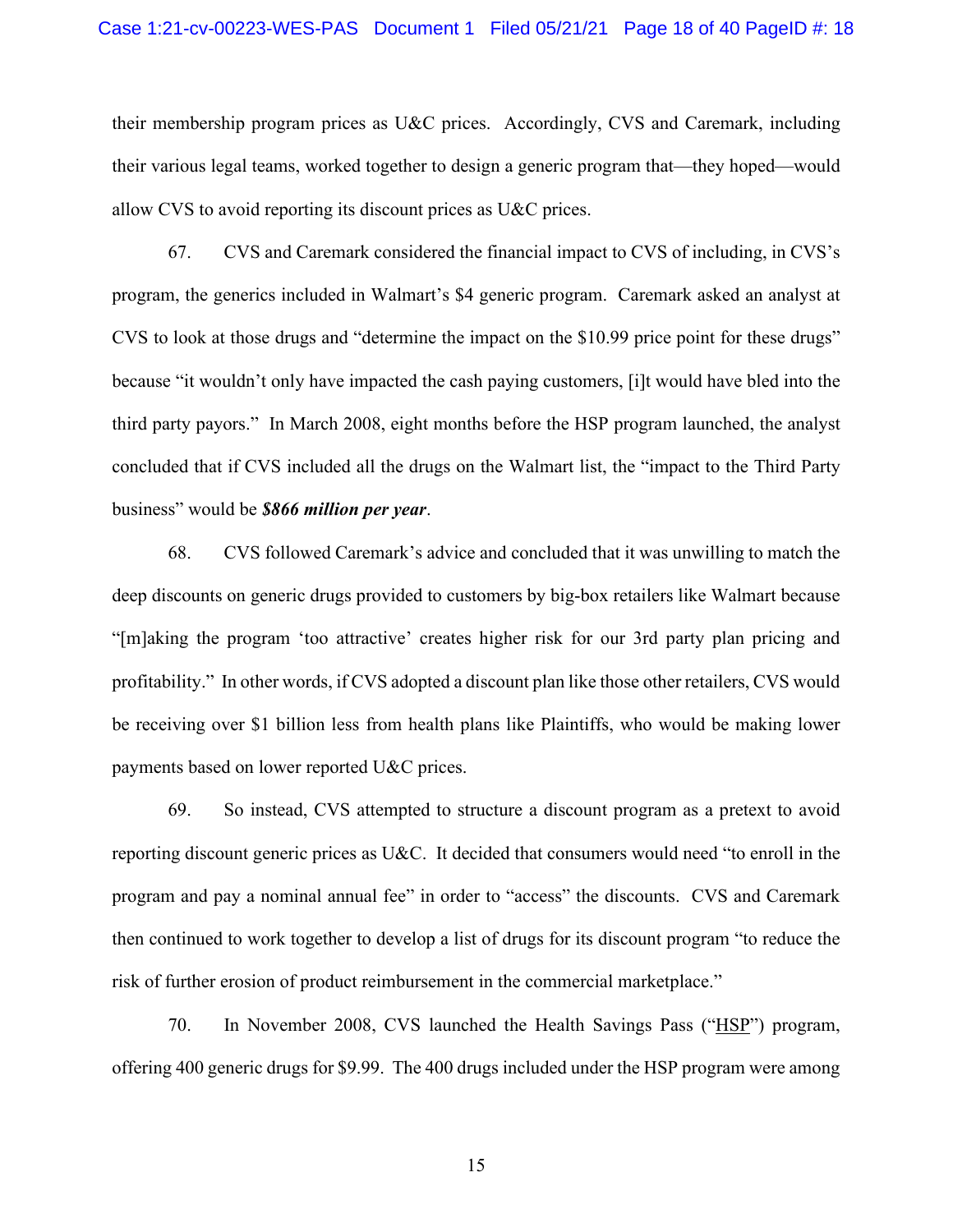their membership program prices as U&C prices. Accordingly, CVS and Caremark, including their various legal teams, worked together to design a generic program that—they hoped—would allow CVS to avoid reporting its discount prices as U&C prices.

67. CVS and Caremark considered the financial impact to CVS of including, in CVS's program, the generics included in Walmart's $4 generic program. Caremark asked an analyst at CVS to look at those drugs and "determine the impact on the $10.99 price point for these drugs" because "it wouldn't only have impacted the cash paying customers, [i]t would have bled into the third party payors." In March 2008, eight months before the HSP program launched, the analyst concluded that if CVS included all the drugs on the Walmart list, the "impact to the Third Party business" would be ***$866 million per year***.

68. CVS followed Caremark's advice and concluded that it was unwilling to match the deep discounts on generic drugs provided to customers by big-box retailers like Walmart because "[m]aking the program 'too attractive' creates higher risk for our 3rd party plan pricing and profitability." In other words, if CVS adopted a discount plan like those other retailers, CVS would be receiving over $1 billion less from health plans like Plaintiffs, who would be making lower payments based on lower reported U&C prices.

69. So instead, CVS attempted to structure a discount program as a pretext to avoid reporting discount generic prices as U&C. It decided that consumers would need "to enroll in the program and pay a nominal annual fee" in order to "access" the discounts. CVS and Caremark then continued to work together to develop a list of drugs for its discount program "to reduce the risk of further erosion of product reimbursement in the commercial marketplace."

70. In November 2008, CVS launched the Health Savings Pass ("<u>HSP</u>") program, offering 400 generic drugs for $9.99. The 400 drugs included under the HSP program were among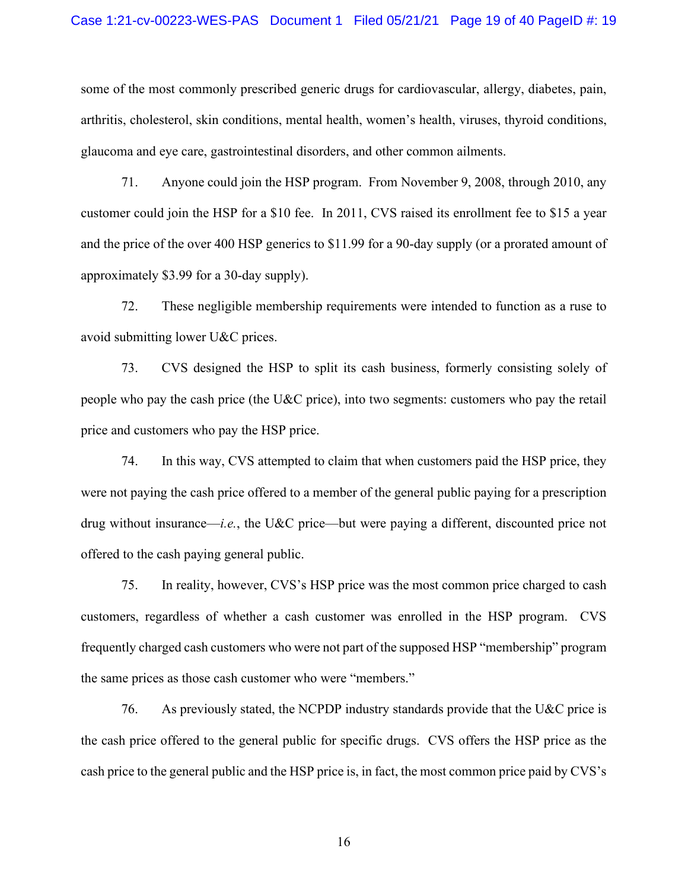some of the most commonly prescribed generic drugs for cardiovascular, allergy, diabetes, pain, arthritis, cholesterol, skin conditions, mental health, women's health, viruses, thyroid conditions, glaucoma and eye care, gastrointestinal disorders, and other common ailments.

71. Anyone could join the HSP program. From November 9, 2008, through 2010, any customer could join the HSP for a $10 fee. In 2011, CVS raised its enrollment fee to $15 a year and the price of the over 400 HSP generics to $11.99 for a 90-day supply (or a prorated amount of approximately $3.99 for a 30-day supply).

72. These negligible membership requirements were intended to function as a ruse to avoid submitting lower U&C prices.

73. CVS designed the HSP to split its cash business, formerly consisting solely of people who pay the cash price (the U&C price), into two segments: customers who pay the retail price and customers who pay the HSP price.

74. In this way, CVS attempted to claim that when customers paid the HSP price, they were not paying the cash price offered to a member of the general public paying for a prescription drug without insurance—*i.e.*, the U&C price—but were paying a different, discounted price not offered to the cash paying general public.

75. In reality, however, CVS's HSP price was the most common price charged to cash customers, regardless of whether a cash customer was enrolled in the HSP program. CVS frequently charged cash customers who were not part of the supposed HSP "membership" program the same prices as those cash customer who were "members."

76. As previously stated, the NCPDP industry standards provide that the U&C price is the cash price offered to the general public for specific drugs. CVS offers the HSP price as the cash price to the general public and the HSP price is, in fact, the most common price paid by CVS's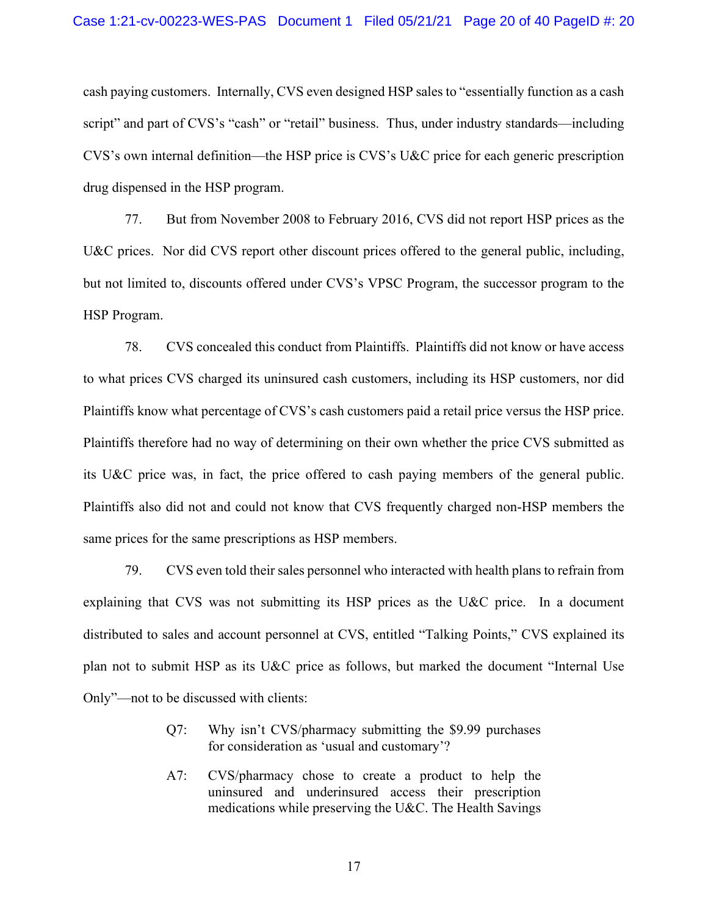cash paying customers. Internally, CVS even designed HSP sales to "essentially function as a cash script" and part of CVS's "cash" or "retail" business. Thus, under industry standards—including CVS's own internal definition—the HSP price is CVS's U&C price for each generic prescription drug dispensed in the HSP program.

77. But from November 2008 to February 2016, CVS did not report HSP prices as the U&C prices. Nor did CVS report other discount prices offered to the general public, including, but not limited to, discounts offered under CVS's VPSC Program, the successor program to the HSP Program.

78. CVS concealed this conduct from Plaintiffs. Plaintiffs did not know or have access to what prices CVS charged its uninsured cash customers, including its HSP customers, nor did Plaintiffs know what percentage of CVS's cash customers paid a retail price versus the HSP price. Plaintiffs therefore had no way of determining on their own whether the price CVS submitted as its U&C price was, in fact, the price offered to cash paying members of the general public. Plaintiffs also did not and could not know that CVS frequently charged non-HSP members the same prices for the same prescriptions as HSP members.

79. CVS even told their sales personnel who interacted with health plans to refrain from explaining that CVS was not submitting its HSP prices as the U&C price. In a document distributed to sales and account personnel at CVS, entitled "Talking Points," CVS explained its plan not to submit HSP as its U&C price as follows, but marked the document "Internal Use Only"—not to be discussed with clients:

> Q7: Why isn't CVS/pharmacy submitting the $9.99 purchases for consideration as 'usual and customary'?
>
> A7: CVS/pharmacy chose to create a product to help the uninsured and underinsured access their prescription medications while preserving the U&C. The Health Savings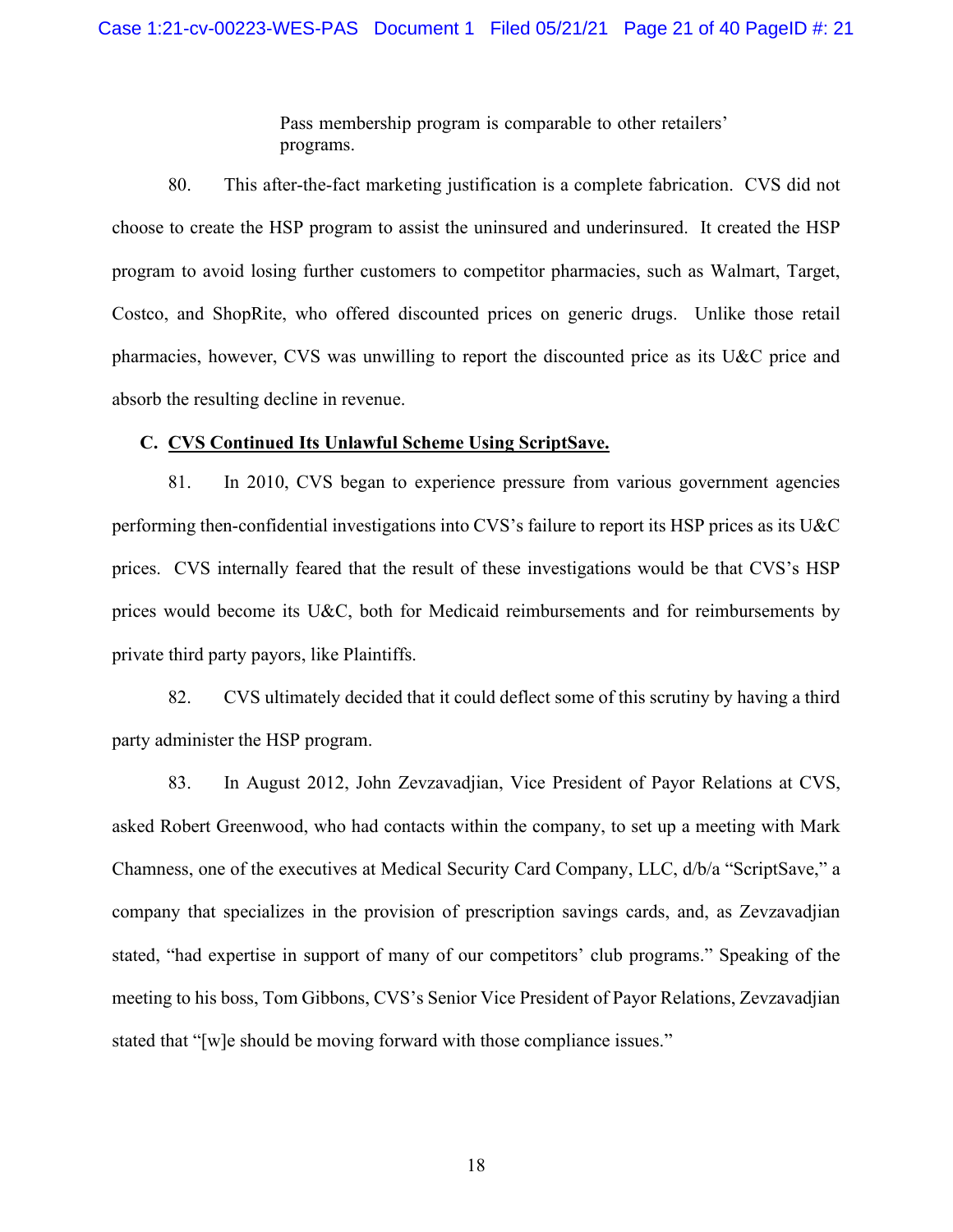Pass membership program is comparable to other retailers' programs.

80. This after-the-fact marketing justification is a complete fabrication. CVS did not choose to create the HSP program to assist the uninsured and underinsured. It created the HSP program to avoid losing further customers to competitor pharmacies, such as Walmart, Target, Costco, and ShopRite, who offered discounted prices on generic drugs. Unlike those retail pharmacies, however, CVS was unwilling to report the discounted price as its U&C price and absorb the resulting decline in revenue.

### C. <u>CVS Continued Its Unlawful Scheme Using ScriptSave.</u>

81. In 2010, CVS began to experience pressure from various government agencies performing then-confidential investigations into CVS's failure to report its HSP prices as its U&C prices. CVS internally feared that the result of these investigations would be that CVS's HSP prices would become its U&C, both for Medicaid reimbursements and for reimbursements by private third party payors, like Plaintiffs.

82. CVS ultimately decided that it could deflect some of this scrutiny by having a third party administer the HSP program.

83. In August 2012, John Zevzavadjian, Vice President of Payor Relations at CVS, asked Robert Greenwood, who had contacts within the company, to set up a meeting with Mark Chamness, one of the executives at Medical Security Card Company, LLC, d/b/a "ScriptSave," a company that specializes in the provision of prescription savings cards, and, as Zevzavadjian stated, "had expertise in support of many of our competitors' club programs." Speaking of the meeting to his boss, Tom Gibbons, CVS's Senior Vice President of Payor Relations, Zevzavadjian stated that "[w]e should be moving forward with those compliance issues."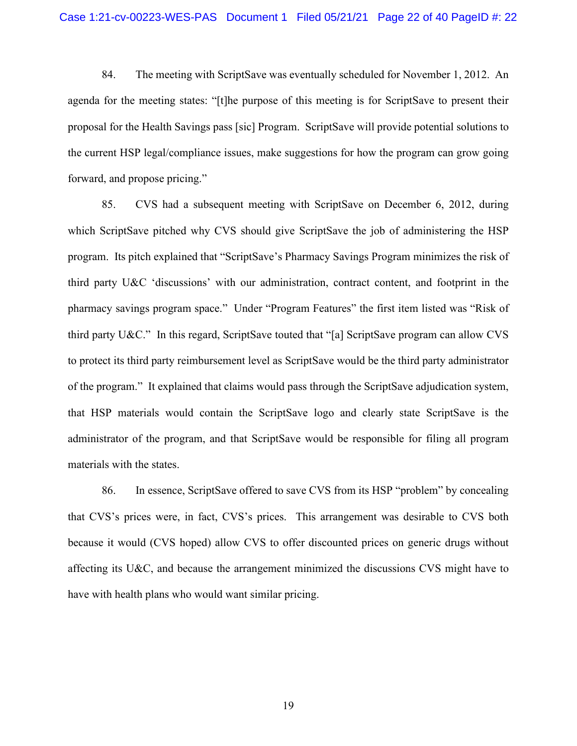84. The meeting with ScriptSave was eventually scheduled for November 1, 2012. An agenda for the meeting states: "[t]he purpose of this meeting is for ScriptSave to present their proposal for the Health Savings pass [sic] Program. ScriptSave will provide potential solutions to the current HSP legal/compliance issues, make suggestions for how the program can grow going forward, and propose pricing."

85. CVS had a subsequent meeting with ScriptSave on December 6, 2012, during which ScriptSave pitched why CVS should give ScriptSave the job of administering the HSP program. Its pitch explained that "ScriptSave's Pharmacy Savings Program minimizes the risk of third party U&C 'discussions' with our administration, contract content, and footprint in the pharmacy savings program space." Under "Program Features" the first item listed was "Risk of third party U&C." In this regard, ScriptSave touted that "[a] ScriptSave program can allow CVS to protect its third party reimbursement level as ScriptSave would be the third party administrator of the program." It explained that claims would pass through the ScriptSave adjudication system, that HSP materials would contain the ScriptSave logo and clearly state ScriptSave is the administrator of the program, and that ScriptSave would be responsible for filing all program materials with the states.

86. In essence, ScriptSave offered to save CVS from its HSP "problem" by concealing that CVS's prices were, in fact, CVS's prices. This arrangement was desirable to CVS both because it would (CVS hoped) allow CVS to offer discounted prices on generic drugs without affecting its U&C, and because the arrangement minimized the discussions CVS might have to have with health plans who would want similar pricing.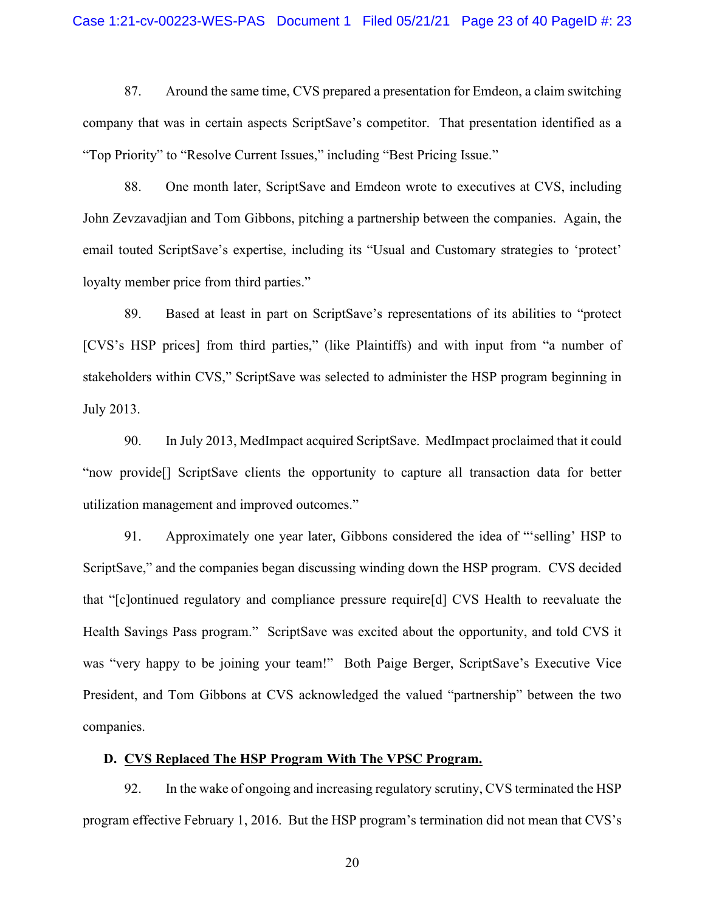87. Around the same time, CVS prepared a presentation for Emdeon, a claim switching company that was in certain aspects ScriptSave's competitor. That presentation identified as a "Top Priority" to "Resolve Current Issues," including "Best Pricing Issue."

88. One month later, ScriptSave and Emdeon wrote to executives at CVS, including John Zevzavadjian and Tom Gibbons, pitching a partnership between the companies. Again, the email touted ScriptSave's expertise, including its "Usual and Customary strategies to 'protect' loyalty member price from third parties."

89. Based at least in part on ScriptSave's representations of its abilities to "protect [CVS's HSP prices] from third parties," (like Plaintiffs) and with input from "a number of stakeholders within CVS," ScriptSave was selected to administer the HSP program beginning in July 2013.

90. In July 2013, MedImpact acquired ScriptSave. MedImpact proclaimed that it could "now provide[] ScriptSave clients the opportunity to capture all transaction data for better utilization management and improved outcomes."

91. Approximately one year later, Gibbons considered the idea of "'selling' HSP to ScriptSave," and the companies began discussing winding down the HSP program. CVS decided that "[c]ontinued regulatory and compliance pressure require[d] CVS Health to reevaluate the Health Savings Pass program." ScriptSave was excited about the opportunity, and told CVS it was "very happy to be joining your team!" Both Paige Berger, ScriptSave's Executive Vice President, and Tom Gibbons at CVS acknowledged the valued "partnership" between the two companies.

### D. CVS Replaced The HSP Program With The VPSC Program.

92. In the wake of ongoing and increasing regulatory scrutiny, CVS terminated the HSP program effective February 1, 2016. But the HSP program's termination did not mean that CVS's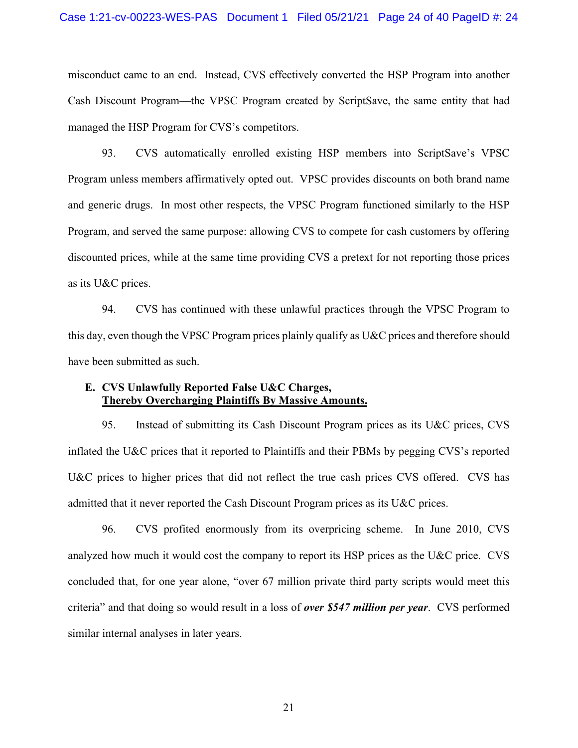misconduct came to an end. Instead, CVS effectively converted the HSP Program into another Cash Discount Program—the VPSC Program created by ScriptSave, the same entity that had managed the HSP Program for CVS's competitors.

93. CVS automatically enrolled existing HSP members into ScriptSave's VPSC Program unless members affirmatively opted out. VPSC provides discounts on both brand name and generic drugs. In most other respects, the VPSC Program functioned similarly to the HSP Program, and served the same purpose: allowing CVS to compete for cash customers by offering discounted prices, while at the same time providing CVS a pretext for not reporting those prices as its U&C prices.

94. CVS has continued with these unlawful practices through the VPSC Program to this day, even though the VPSC Program prices plainly qualify as U&C prices and therefore should have been submitted as such.

### E. CVS Unlawfully Reported False U&C Charges, <u>Thereby Overcharging Plaintiffs By Massive Amounts.</u>

95. Instead of submitting its Cash Discount Program prices as its U&C prices, CVS inflated the U&C prices that it reported to Plaintiffs and their PBMs by pegging CVS's reported U&C prices to higher prices that did not reflect the true cash prices CVS offered. CVS has admitted that it never reported the Cash Discount Program prices as its U&C prices.

96. CVS profited enormously from its overpricing scheme. In June 2010, CVS analyzed how much it would cost the company to report its HSP prices as the U&C price. CVS concluded that, for one year alone, "over 67 million private third party scripts would meet this criteria" and that doing so would result in a loss of ***over $547 million per year***. CVS performed similar internal analyses in later years.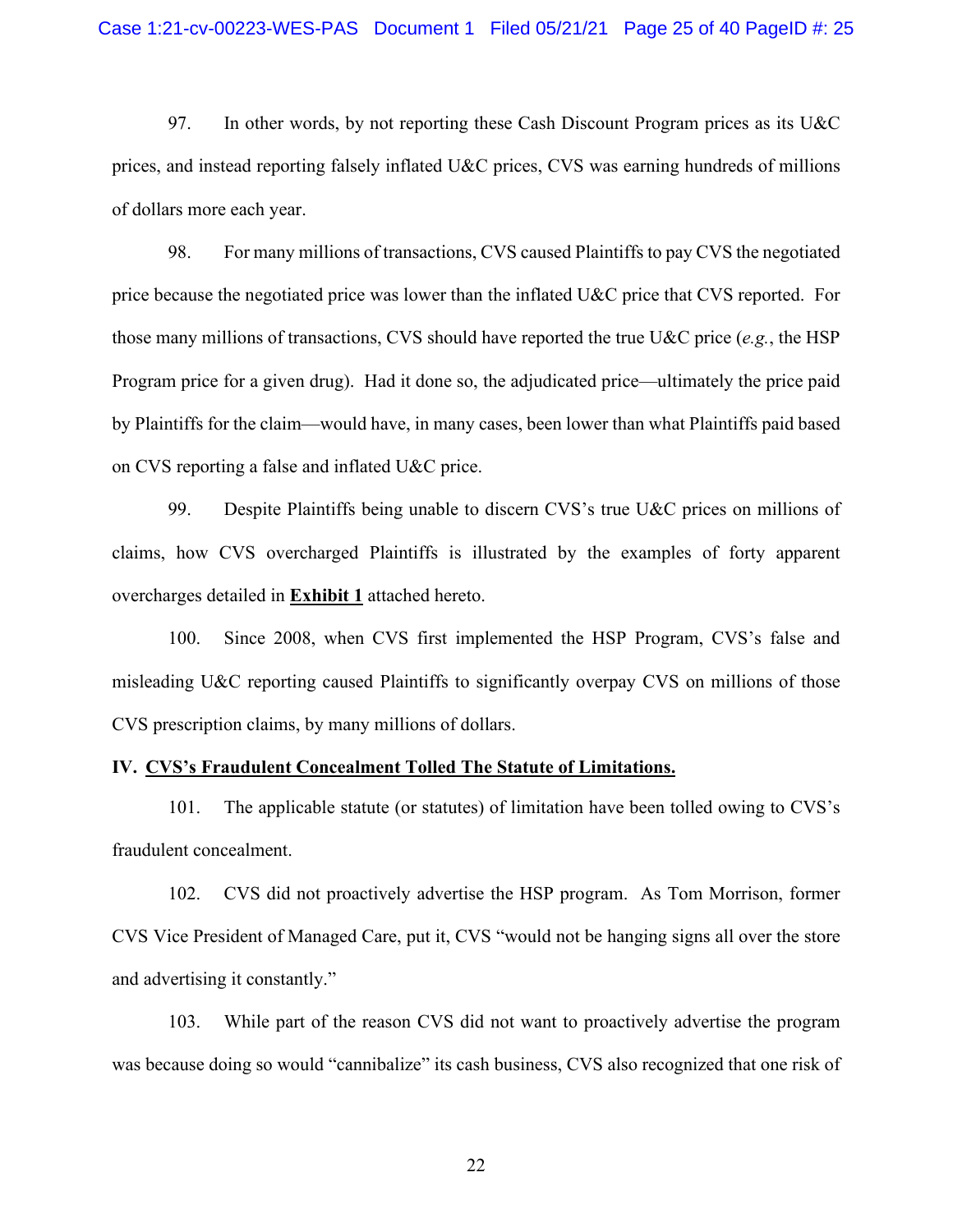97. In other words, by not reporting these Cash Discount Program prices as its U&C prices, and instead reporting falsely inflated U&C prices, CVS was earning hundreds of millions of dollars more each year.

98. For many millions of transactions, CVS caused Plaintiffs to pay CVS the negotiated price because the negotiated price was lower than the inflated U&C price that CVS reported. For those many millions of transactions, CVS should have reported the true U&C price (*e.g.*, the HSP Program price for a given drug). Had it done so, the adjudicated price—ultimately the price paid by Plaintiffs for the claim—would have, in many cases, been lower than what Plaintiffs paid based on CVS reporting a false and inflated U&C price.

99. Despite Plaintiffs being unable to discern CVS's true U&C prices on millions of claims, how CVS overcharged Plaintiffs is illustrated by the examples of forty apparent overcharges detailed in **Exhibit 1** attached hereto.

100. Since 2008, when CVS first implemented the HSP Program, CVS's false and misleading U&C reporting caused Plaintiffs to significantly overpay CVS on millions of those CVS prescription claims, by many millions of dollars.

## IV. CVS's Fraudulent Concealment Tolled The Statute of Limitations.

101. The applicable statute (or statutes) of limitation have been tolled owing to CVS's fraudulent concealment.

102. CVS did not proactively advertise the HSP program. As Tom Morrison, former CVS Vice President of Managed Care, put it, CVS "would not be hanging signs all over the store and advertising it constantly."

103. While part of the reason CVS did not want to proactively advertise the program was because doing so would "cannibalize" its cash business, CVS also recognized that one risk of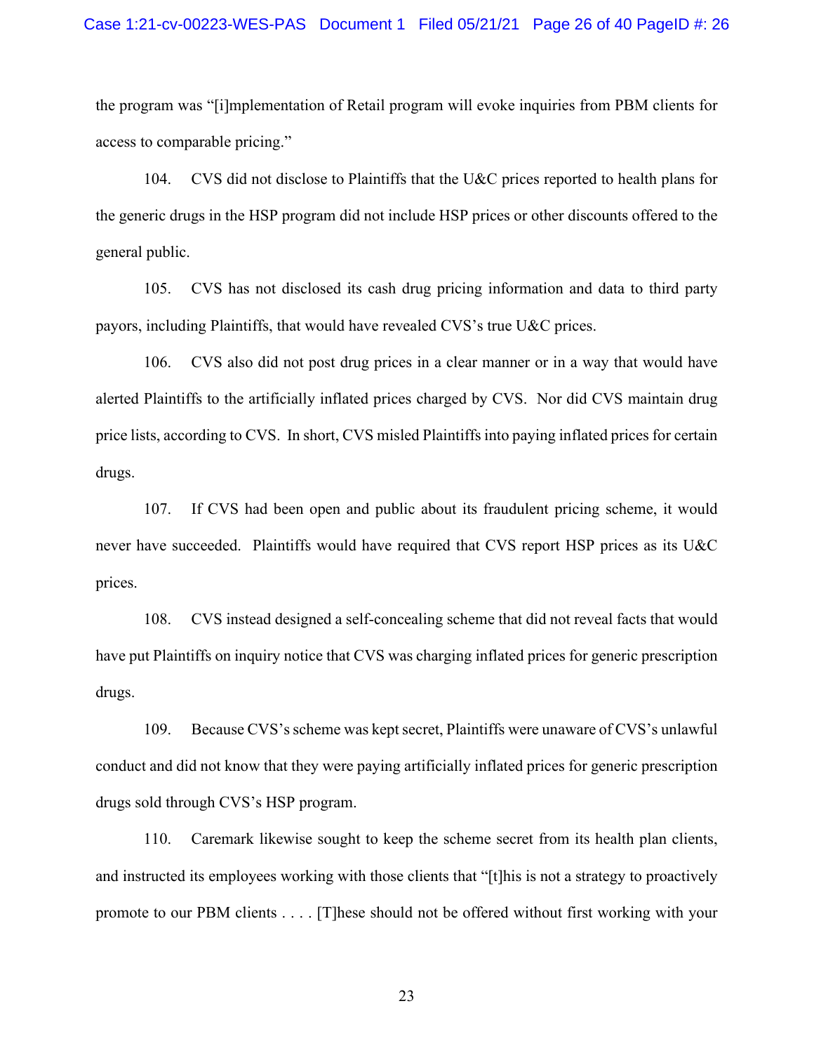the program was "[i]mplementation of Retail program will evoke inquiries from PBM clients for access to comparable pricing."

104. CVS did not disclose to Plaintiffs that the U&C prices reported to health plans for the generic drugs in the HSP program did not include HSP prices or other discounts offered to the general public.

105. CVS has not disclosed its cash drug pricing information and data to third party payors, including Plaintiffs, that would have revealed CVS's true U&C prices.

106. CVS also did not post drug prices in a clear manner or in a way that would have alerted Plaintiffs to the artificially inflated prices charged by CVS. Nor did CVS maintain drug price lists, according to CVS. In short, CVS misled Plaintiffs into paying inflated prices for certain drugs.

107. If CVS had been open and public about its fraudulent pricing scheme, it would never have succeeded. Plaintiffs would have required that CVS report HSP prices as its U&C prices.

108. CVS instead designed a self-concealing scheme that did not reveal facts that would have put Plaintiffs on inquiry notice that CVS was charging inflated prices for generic prescription drugs.

109. Because CVS's scheme was kept secret, Plaintiffs were unaware of CVS's unlawful conduct and did not know that they were paying artificially inflated prices for generic prescription drugs sold through CVS's HSP program.

110. Caremark likewise sought to keep the scheme secret from its health plan clients, and instructed its employees working with those clients that "[t]his is not a strategy to proactively promote to our PBM clients . . . . [T]hese should not be offered without first working with your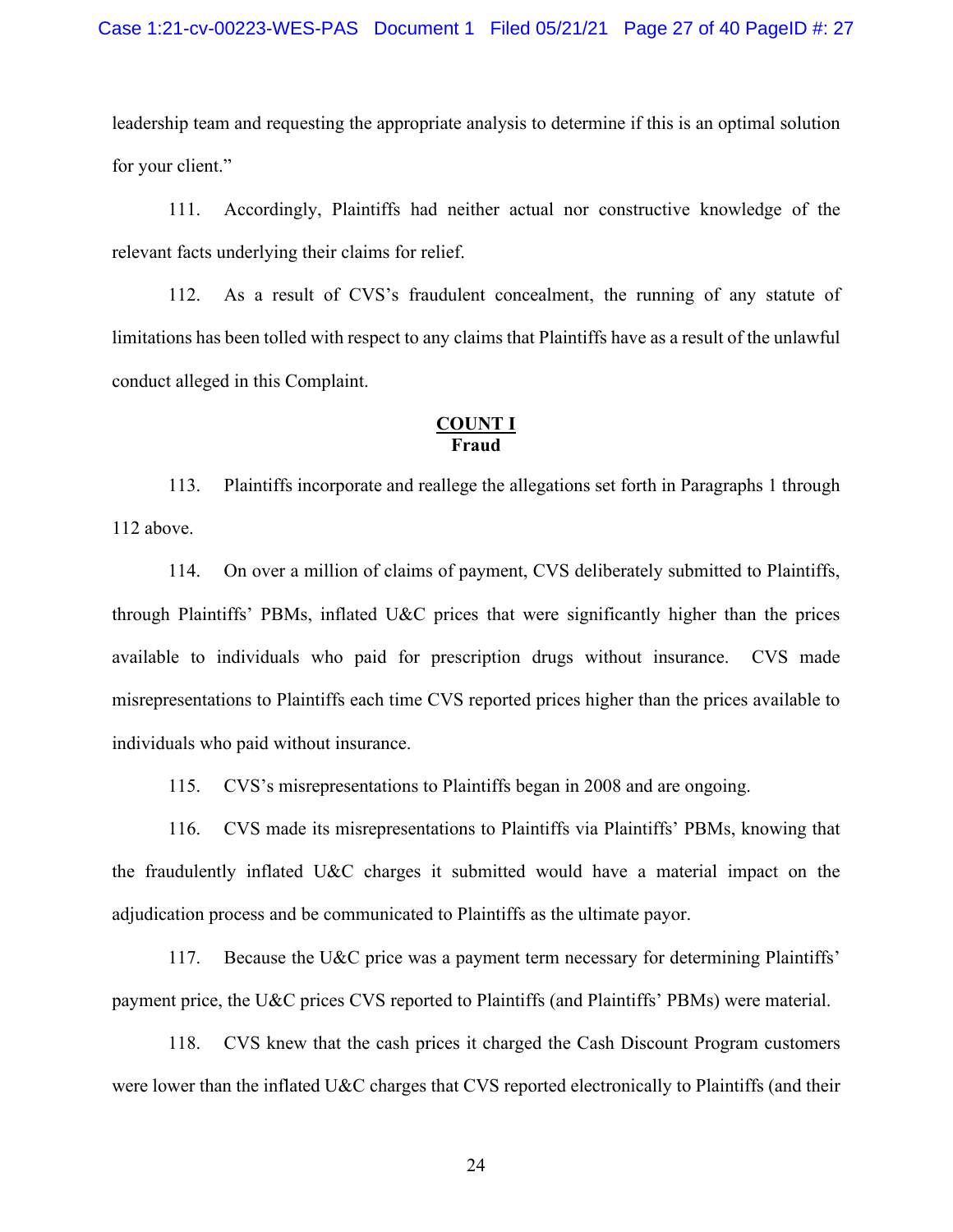leadership team and requesting the appropriate analysis to determine if this is an optimal solution for your client."

111. Accordingly, Plaintiffs had neither actual nor constructive knowledge of the relevant facts underlying their claims for relief.

112. As a result of CVS's fraudulent concealment, the running of any statute of limitations has been tolled with respect to any claims that Plaintiffs have as a result of the unlawful conduct alleged in this Complaint.

## COUNT I
**Fraud**

113. Plaintiffs incorporate and reallege the allegations set forth in Paragraphs 1 through 112 above.

114. On over a million of claims of payment, CVS deliberately submitted to Plaintiffs, through Plaintiffs' PBMs, inflated U&C prices that were significantly higher than the prices available to individuals who paid for prescription drugs without insurance. CVS made misrepresentations to Plaintiffs each time CVS reported prices higher than the prices available to individuals who paid without insurance.

115. CVS's misrepresentations to Plaintiffs began in 2008 and are ongoing.

116. CVS made its misrepresentations to Plaintiffs via Plaintiffs' PBMs, knowing that the fraudulently inflated U&C charges it submitted would have a material impact on the adjudication process and be communicated to Plaintiffs as the ultimate payor.

117. Because the U&C price was a payment term necessary for determining Plaintiffs' payment price, the U&C prices CVS reported to Plaintiffs (and Plaintiffs' PBMs) were material.

118. CVS knew that the cash prices it charged the Cash Discount Program customers were lower than the inflated U&C charges that CVS reported electronically to Plaintiffs (and their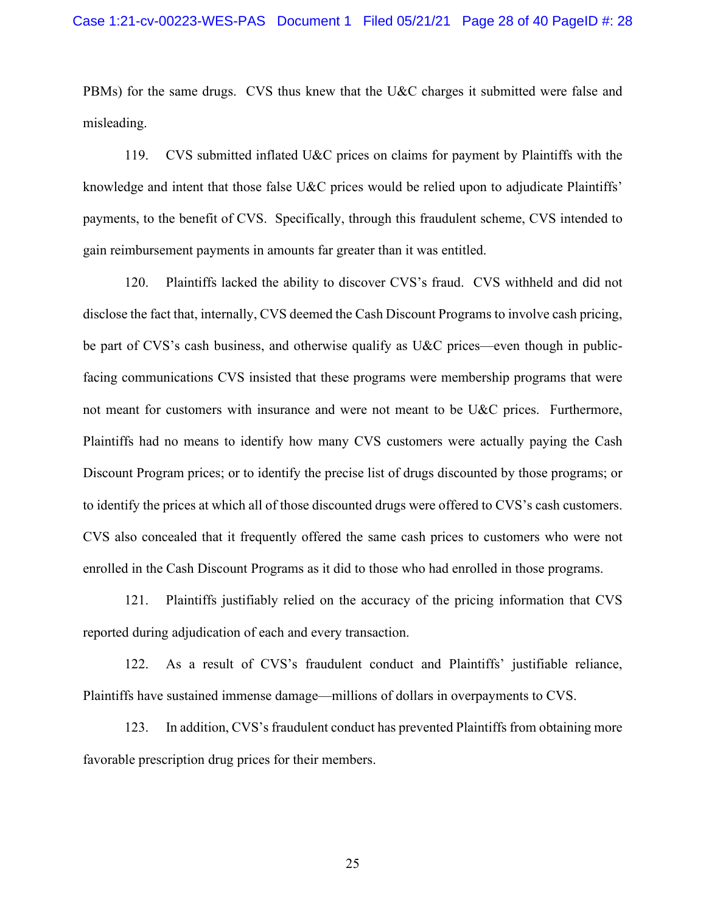PBMs) for the same drugs. CVS thus knew that the U&C charges it submitted were false and misleading.

119. CVS submitted inflated U&C prices on claims for payment by Plaintiffs with the knowledge and intent that those false U&C prices would be relied upon to adjudicate Plaintiffs' payments, to the benefit of CVS. Specifically, through this fraudulent scheme, CVS intended to gain reimbursement payments in amounts far greater than it was entitled.

120. Plaintiffs lacked the ability to discover CVS's fraud. CVS withheld and did not disclose the fact that, internally, CVS deemed the Cash Discount Programs to involve cash pricing, be part of CVS's cash business, and otherwise qualify as U&C prices—even though in public-facing communications CVS insisted that these programs were membership programs that were not meant for customers with insurance and were not meant to be U&C prices. Furthermore, Plaintiffs had no means to identify how many CVS customers were actually paying the Cash Discount Program prices; or to identify the precise list of drugs discounted by those programs; or to identify the prices at which all of those discounted drugs were offered to CVS's cash customers. CVS also concealed that it frequently offered the same cash prices to customers who were not enrolled in the Cash Discount Programs as it did to those who had enrolled in those programs.

121. Plaintiffs justifiably relied on the accuracy of the pricing information that CVS reported during adjudication of each and every transaction.

122. As a result of CVS's fraudulent conduct and Plaintiffs' justifiable reliance, Plaintiffs have sustained immense damage—millions of dollars in overpayments to CVS.

123. In addition, CVS's fraudulent conduct has prevented Plaintiffs from obtaining more favorable prescription drug prices for their members.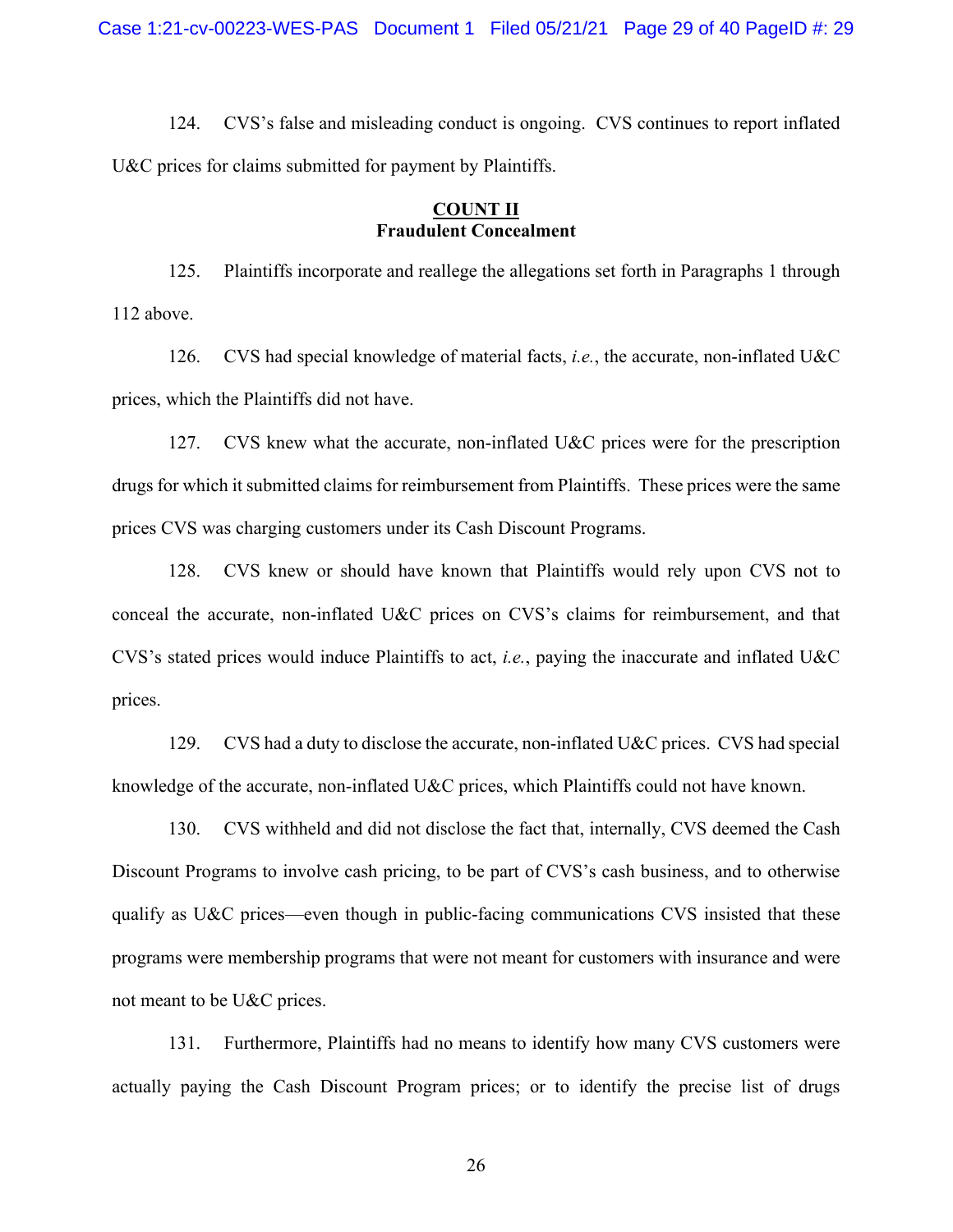124. CVS's false and misleading conduct is ongoing. CVS continues to report inflated U&C prices for claims submitted for payment by Plaintiffs.

## COUNT II
## Fraudulent Concealment

125. Plaintiffs incorporate and reallege the allegations set forth in Paragraphs 1 through 112 above.

126. CVS had special knowledge of material facts, *i.e.*, the accurate, non-inflated U&C prices, which the Plaintiffs did not have.

127. CVS knew what the accurate, non-inflated U&C prices were for the prescription drugs for which it submitted claims for reimbursement from Plaintiffs. These prices were the same prices CVS was charging customers under its Cash Discount Programs.

128. CVS knew or should have known that Plaintiffs would rely upon CVS not to conceal the accurate, non-inflated U&C prices on CVS's claims for reimbursement, and that CVS's stated prices would induce Plaintiffs to act, *i.e.*, paying the inaccurate and inflated U&C prices.

129. CVS had a duty to disclose the accurate, non-inflated U&C prices. CVS had special knowledge of the accurate, non-inflated U&C prices, which Plaintiffs could not have known.

130. CVS withheld and did not disclose the fact that, internally, CVS deemed the Cash Discount Programs to involve cash pricing, to be part of CVS's cash business, and to otherwise qualify as U&C prices—even though in public-facing communications CVS insisted that these programs were membership programs that were not meant for customers with insurance and were not meant to be U&C prices.

131. Furthermore, Plaintiffs had no means to identify how many CVS customers were actually paying the Cash Discount Program prices; or to identify the precise list of drugs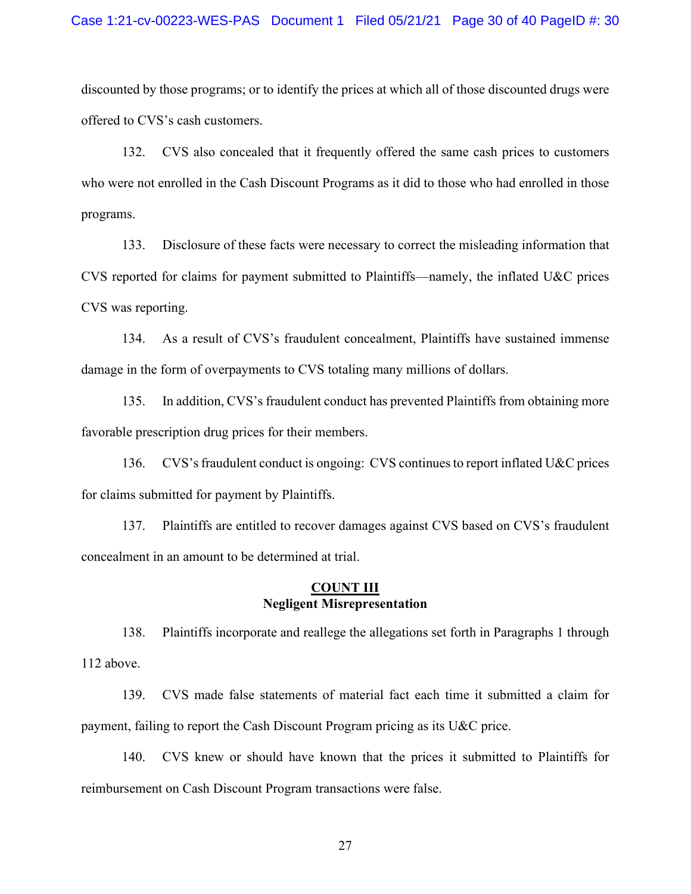discounted by those programs; or to identify the prices at which all of those discounted drugs were offered to CVS's cash customers.

132. CVS also concealed that it frequently offered the same cash prices to customers who were not enrolled in the Cash Discount Programs as it did to those who had enrolled in those programs.

133. Disclosure of these facts were necessary to correct the misleading information that CVS reported for claims for payment submitted to Plaintiffs—namely, the inflated U&C prices CVS was reporting.

134. As a result of CVS's fraudulent concealment, Plaintiffs have sustained immense damage in the form of overpayments to CVS totaling many millions of dollars.

135. In addition, CVS's fraudulent conduct has prevented Plaintiffs from obtaining more favorable prescription drug prices for their members.

136. CVS's fraudulent conduct is ongoing: CVS continues to report inflated U&C prices for claims submitted for payment by Plaintiffs.

137. Plaintiffs are entitled to recover damages against CVS based on CVS's fraudulent concealment in an amount to be determined at trial.

## COUNT III
### Negligent Misrepresentation

138. Plaintiffs incorporate and reallege the allegations set forth in Paragraphs 1 through 112 above.

139. CVS made false statements of material fact each time it submitted a claim for payment, failing to report the Cash Discount Program pricing as its U&C price.

140. CVS knew or should have known that the prices it submitted to Plaintiffs for reimbursement on Cash Discount Program transactions were false.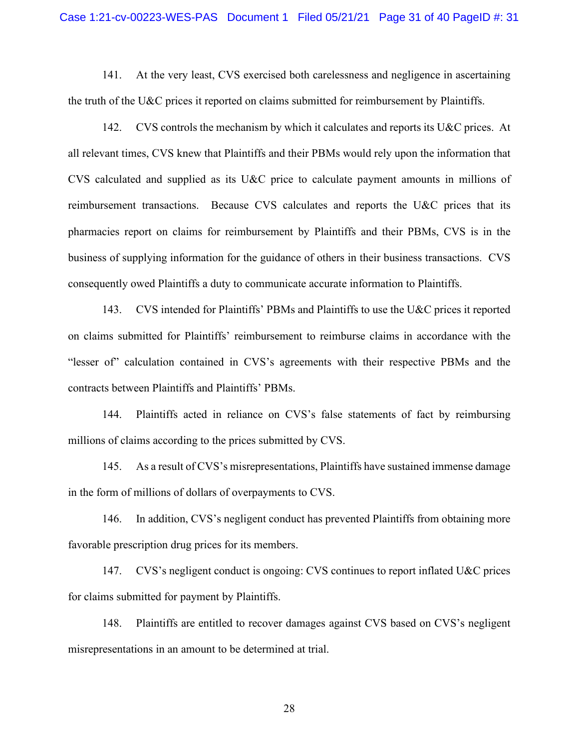141. At the very least, CVS exercised both carelessness and negligence in ascertaining the truth of the U&C prices it reported on claims submitted for reimbursement by Plaintiffs.

142. CVS controls the mechanism by which it calculates and reports its U&C prices. At all relevant times, CVS knew that Plaintiffs and their PBMs would rely upon the information that CVS calculated and supplied as its U&C price to calculate payment amounts in millions of reimbursement transactions. Because CVS calculates and reports the U&C prices that its pharmacies report on claims for reimbursement by Plaintiffs and their PBMs, CVS is in the business of supplying information for the guidance of others in their business transactions. CVS consequently owed Plaintiffs a duty to communicate accurate information to Plaintiffs.

143. CVS intended for Plaintiffs' PBMs and Plaintiffs to use the U&C prices it reported on claims submitted for Plaintiffs' reimbursement to reimburse claims in accordance with the "lesser of" calculation contained in CVS's agreements with their respective PBMs and the contracts between Plaintiffs and Plaintiffs' PBMs.

144. Plaintiffs acted in reliance on CVS's false statements of fact by reimbursing millions of claims according to the prices submitted by CVS.

145. As a result of CVS's misrepresentations, Plaintiffs have sustained immense damage in the form of millions of dollars of overpayments to CVS.

146. In addition, CVS's negligent conduct has prevented Plaintiffs from obtaining more favorable prescription drug prices for its members.

147. CVS's negligent conduct is ongoing: CVS continues to report inflated U&C prices for claims submitted for payment by Plaintiffs.

148. Plaintiffs are entitled to recover damages against CVS based on CVS's negligent misrepresentations in an amount to be determined at trial.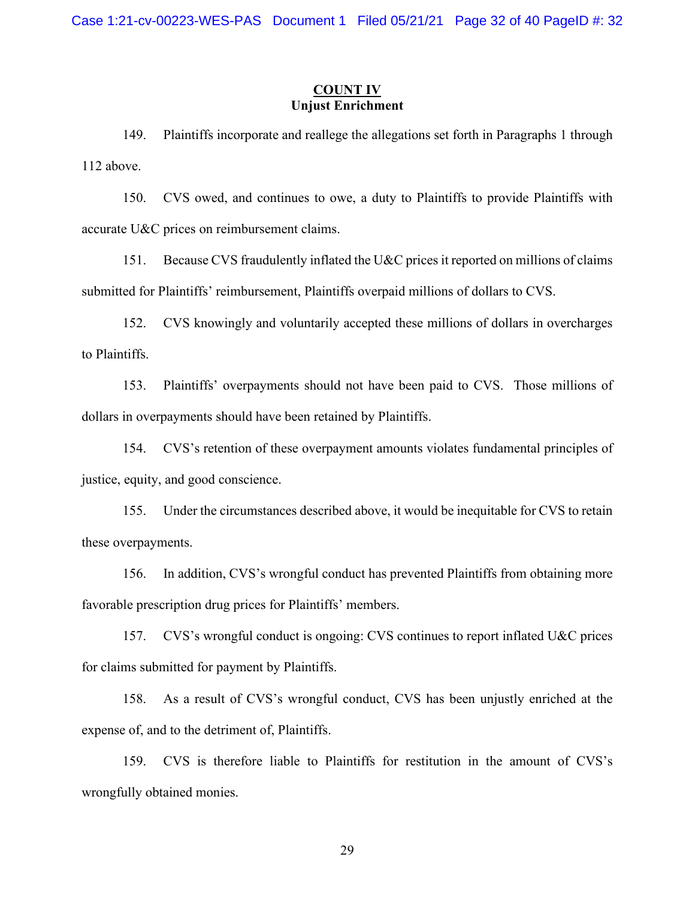**COUNT IV**
**Unjust Enrichment**

149. Plaintiffs incorporate and reallege the allegations set forth in Paragraphs 1 through 112 above.

150. CVS owed, and continues to owe, a duty to Plaintiffs to provide Plaintiffs with accurate U&C prices on reimbursement claims.

151. Because CVS fraudulently inflated the U&C prices it reported on millions of claims submitted for Plaintiffs' reimbursement, Plaintiffs overpaid millions of dollars to CVS.

152. CVS knowingly and voluntarily accepted these millions of dollars in overcharges to Plaintiffs.

153. Plaintiffs' overpayments should not have been paid to CVS. Those millions of dollars in overpayments should have been retained by Plaintiffs.

154. CVS's retention of these overpayment amounts violates fundamental principles of justice, equity, and good conscience.

155. Under the circumstances described above, it would be inequitable for CVS to retain these overpayments.

156. In addition, CVS's wrongful conduct has prevented Plaintiffs from obtaining more favorable prescription drug prices for Plaintiffs' members.

157. CVS's wrongful conduct is ongoing: CVS continues to report inflated U&C prices for claims submitted for payment by Plaintiffs.

158. As a result of CVS's wrongful conduct, CVS has been unjustly enriched at the expense of, and to the detriment of, Plaintiffs.

159. CVS is therefore liable to Plaintiffs for restitution in the amount of CVS's wrongfully obtained monies.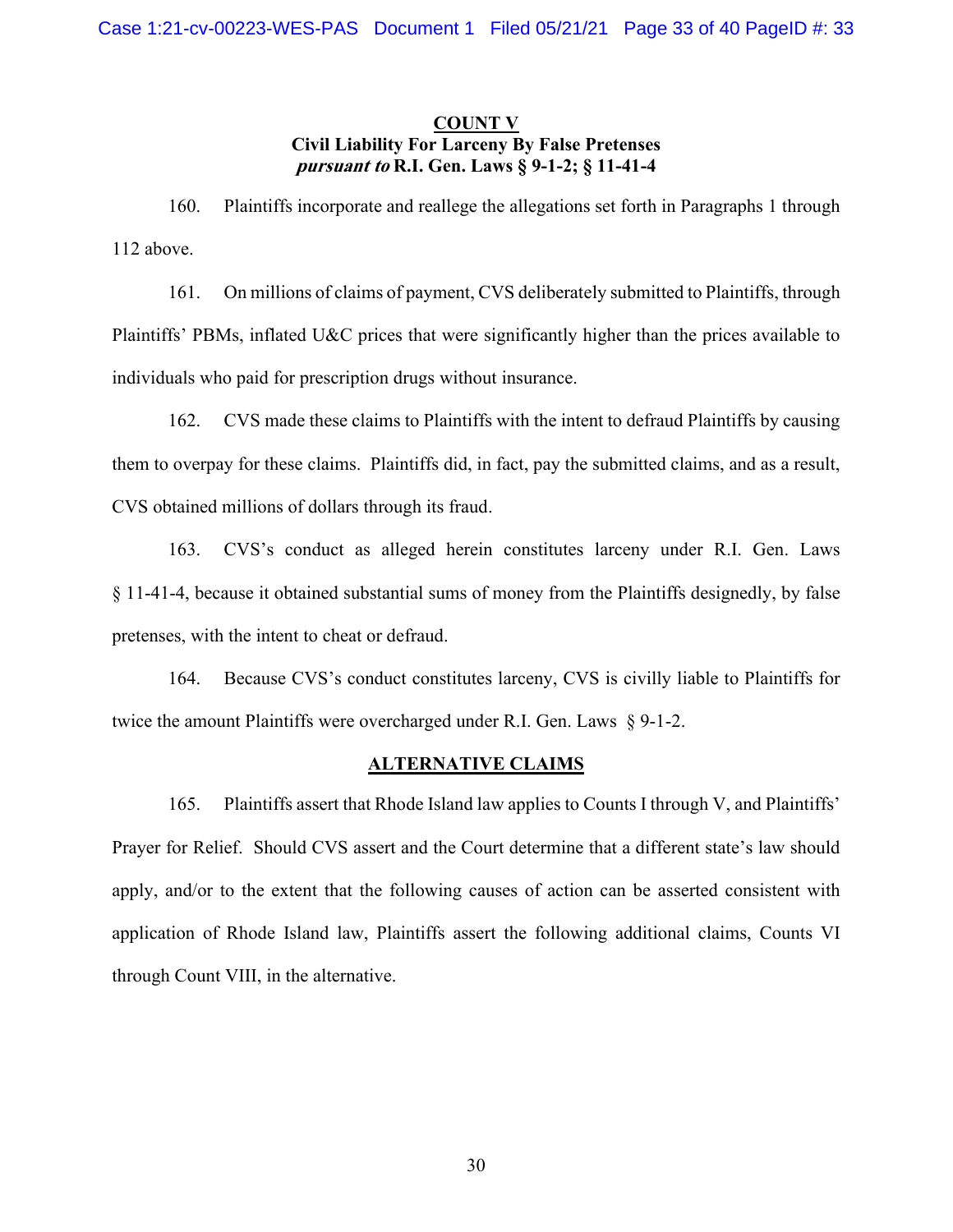**COUNT V**
**Civil Liability For Larceny By False Pretenses**
***pursuant to* R.I. Gen. Laws § 9-1-2; § 11-41-4**

160. Plaintiffs incorporate and reallege the allegations set forth in Paragraphs 1 through 112 above.

161. On millions of claims of payment, CVS deliberately submitted to Plaintiffs, through Plaintiffs' PBMs, inflated U&C prices that were significantly higher than the prices available to individuals who paid for prescription drugs without insurance.

162. CVS made these claims to Plaintiffs with the intent to defraud Plaintiffs by causing them to overpay for these claims. Plaintiffs did, in fact, pay the submitted claims, and as a result, CVS obtained millions of dollars through its fraud.

163. CVS's conduct as alleged herein constitutes larceny under R.I. Gen. Laws § 11-41-4, because it obtained substantial sums of money from the Plaintiffs designedly, by false pretenses, with the intent to cheat or defraud.

164. Because CVS's conduct constitutes larceny, CVS is civilly liable to Plaintiffs for twice the amount Plaintiffs were overcharged under R.I. Gen. Laws § 9-1-2.

**ALTERNATIVE CLAIMS**

165. Plaintiffs assert that Rhode Island law applies to Counts I through V, and Plaintiffs' Prayer for Relief. Should CVS assert and the Court determine that a different state's law should apply, and/or to the extent that the following causes of action can be asserted consistent with application of Rhode Island law, Plaintiffs assert the following additional claims, Counts VI through Count VIII, in the alternative.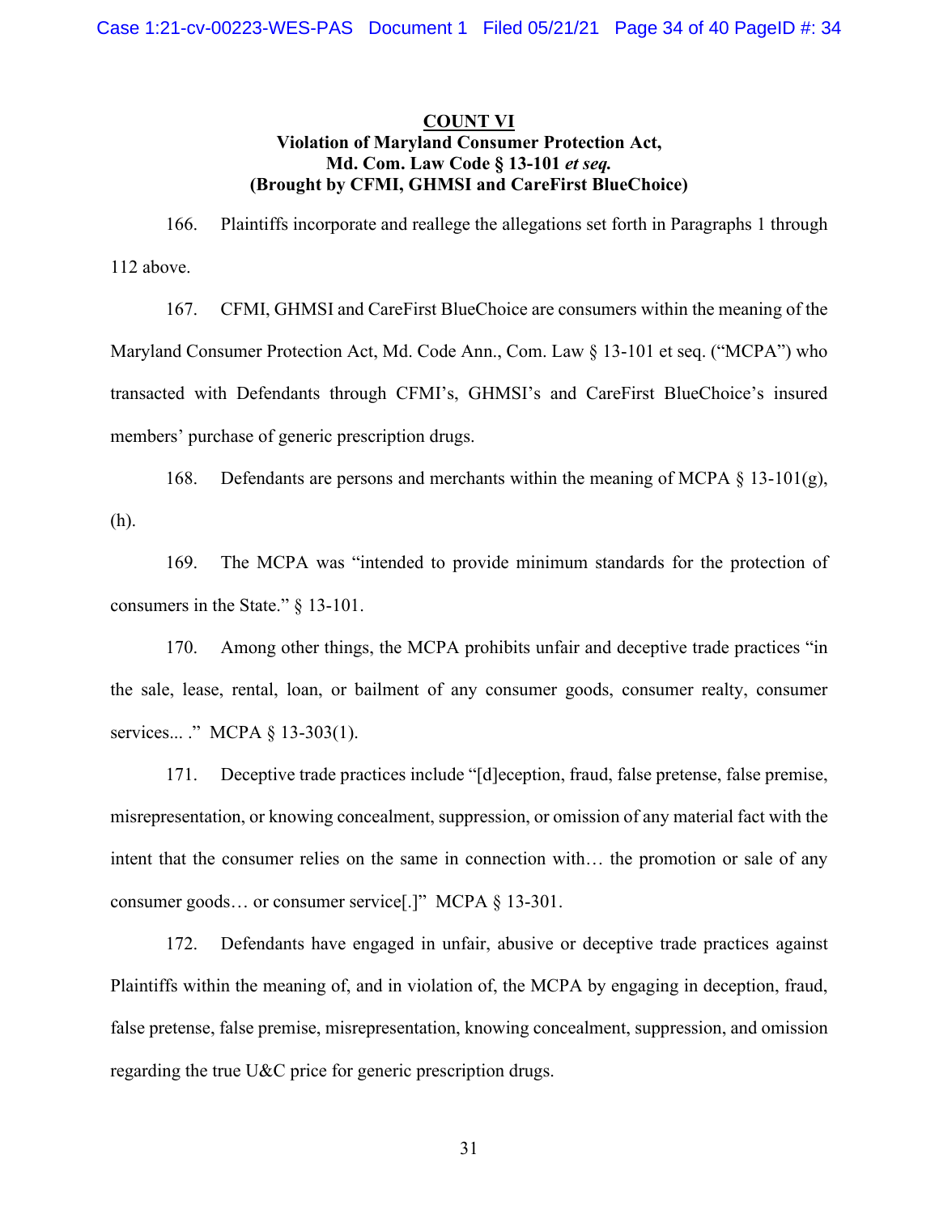**COUNT VI**
**Violation of Maryland Consumer Protection Act,**
**Md. Com. Law Code § 13-101 *et seq.***
**(Brought by CFMI, GHMSI and CareFirst BlueChoice)**

166. Plaintiffs incorporate and reallege the allegations set forth in Paragraphs 1 through 112 above.

167. CFMI, GHMSI and CareFirst BlueChoice are consumers within the meaning of the Maryland Consumer Protection Act, Md. Code Ann., Com. Law § 13-101 et seq. ("MCPA") who transacted with Defendants through CFMI's, GHMSI's and CareFirst BlueChoice's insured members' purchase of generic prescription drugs.

168. Defendants are persons and merchants within the meaning of MCPA § 13-101(g), (h).

169. The MCPA was "intended to provide minimum standards for the protection of consumers in the State." § 13-101.

170. Among other things, the MCPA prohibits unfair and deceptive trade practices "in the sale, lease, rental, loan, or bailment of any consumer goods, consumer realty, consumer services... ." MCPA § 13-303(1).

171. Deceptive trade practices include "[d]eception, fraud, false pretense, false premise, misrepresentation, or knowing concealment, suppression, or omission of any material fact with the intent that the consumer relies on the same in connection with… the promotion or sale of any consumer goods… or consumer service[.]" MCPA § 13-301.

172. Defendants have engaged in unfair, abusive or deceptive trade practices against Plaintiffs within the meaning of, and in violation of, the MCPA by engaging in deception, fraud, false pretense, false premise, misrepresentation, knowing concealment, suppression, and omission regarding the true U&C price for generic prescription drugs.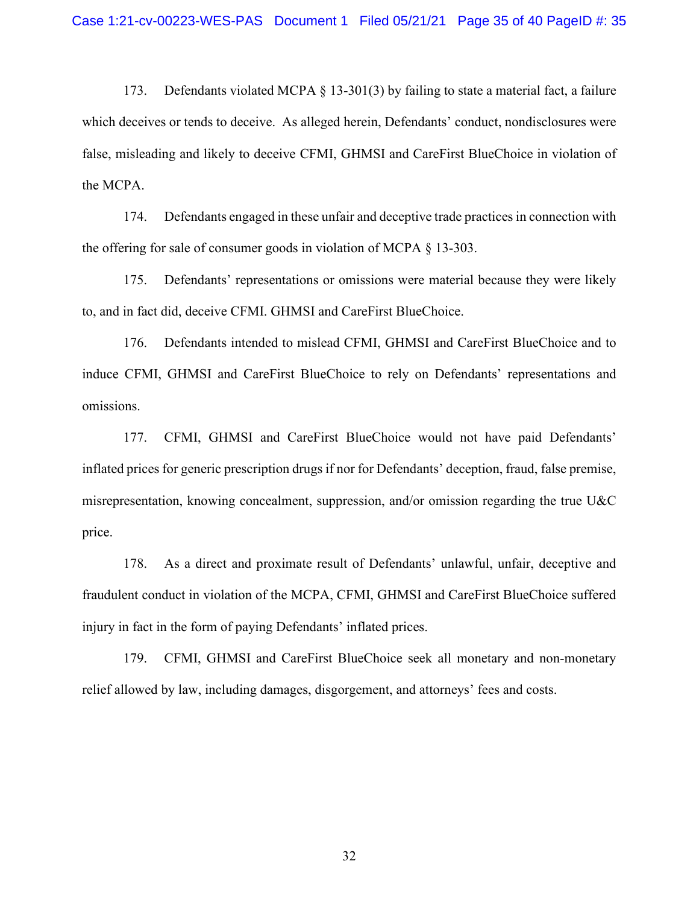173. Defendants violated MCPA § 13-301(3) by failing to state a material fact, a failure which deceives or tends to deceive. As alleged herein, Defendants' conduct, nondisclosures were false, misleading and likely to deceive CFMI, GHMSI and CareFirst BlueChoice in violation of the MCPA.

174. Defendants engaged in these unfair and deceptive trade practices in connection with the offering for sale of consumer goods in violation of MCPA § 13-303.

175. Defendants' representations or omissions were material because they were likely to, and in fact did, deceive CFMI. GHMSI and CareFirst BlueChoice.

176. Defendants intended to mislead CFMI, GHMSI and CareFirst BlueChoice and to induce CFMI, GHMSI and CareFirst BlueChoice to rely on Defendants' representations and omissions.

177. CFMI, GHMSI and CareFirst BlueChoice would not have paid Defendants' inflated prices for generic prescription drugs if nor for Defendants' deception, fraud, false premise, misrepresentation, knowing concealment, suppression, and/or omission regarding the true U&C price.

178. As a direct and proximate result of Defendants' unlawful, unfair, deceptive and fraudulent conduct in violation of the MCPA, CFMI, GHMSI and CareFirst BlueChoice suffered injury in fact in the form of paying Defendants' inflated prices.

179. CFMI, GHMSI and CareFirst BlueChoice seek all monetary and non-monetary relief allowed by law, including damages, disgorgement, and attorneys' fees and costs.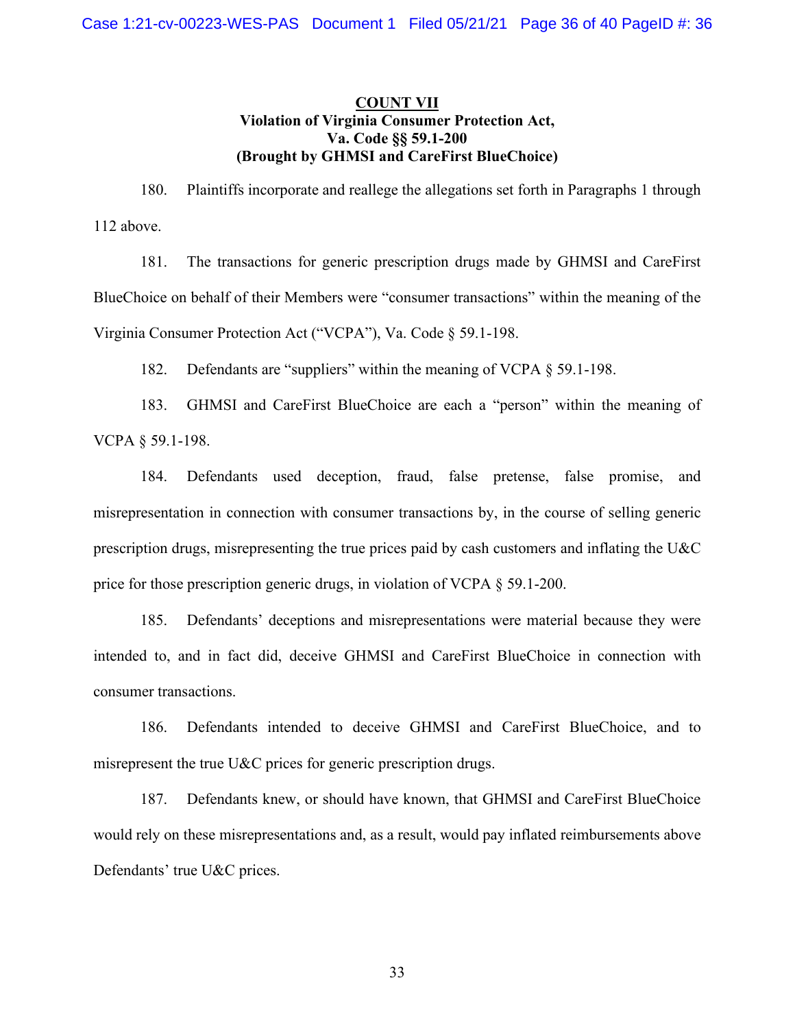**COUNT VII**
**Violation of Virginia Consumer Protection Act,**
**Va. Code §§ 59.1-200**
**(Brought by GHMSI and CareFirst BlueChoice)**

180. Plaintiffs incorporate and reallege the allegations set forth in Paragraphs 1 through 112 above.

181. The transactions for generic prescription drugs made by GHMSI and CareFirst BlueChoice on behalf of their Members were "consumer transactions" within the meaning of the Virginia Consumer Protection Act ("VCPA"), Va. Code § 59.1-198.

182. Defendants are "suppliers" within the meaning of VCPA § 59.1-198.

183. GHMSI and CareFirst BlueChoice are each a "person" within the meaning of VCPA § 59.1-198.

184. Defendants used deception, fraud, false pretense, false promise, and misrepresentation in connection with consumer transactions by, in the course of selling generic prescription drugs, misrepresenting the true prices paid by cash customers and inflating the U&C price for those prescription generic drugs, in violation of VCPA § 59.1-200.

185. Defendants' deceptions and misrepresentations were material because they were intended to, and in fact did, deceive GHMSI and CareFirst BlueChoice in connection with consumer transactions.

186. Defendants intended to deceive GHMSI and CareFirst BlueChoice, and to misrepresent the true U&C prices for generic prescription drugs.

187. Defendants knew, or should have known, that GHMSI and CareFirst BlueChoice would rely on these misrepresentations and, as a result, would pay inflated reimbursements above Defendants' true U&C prices.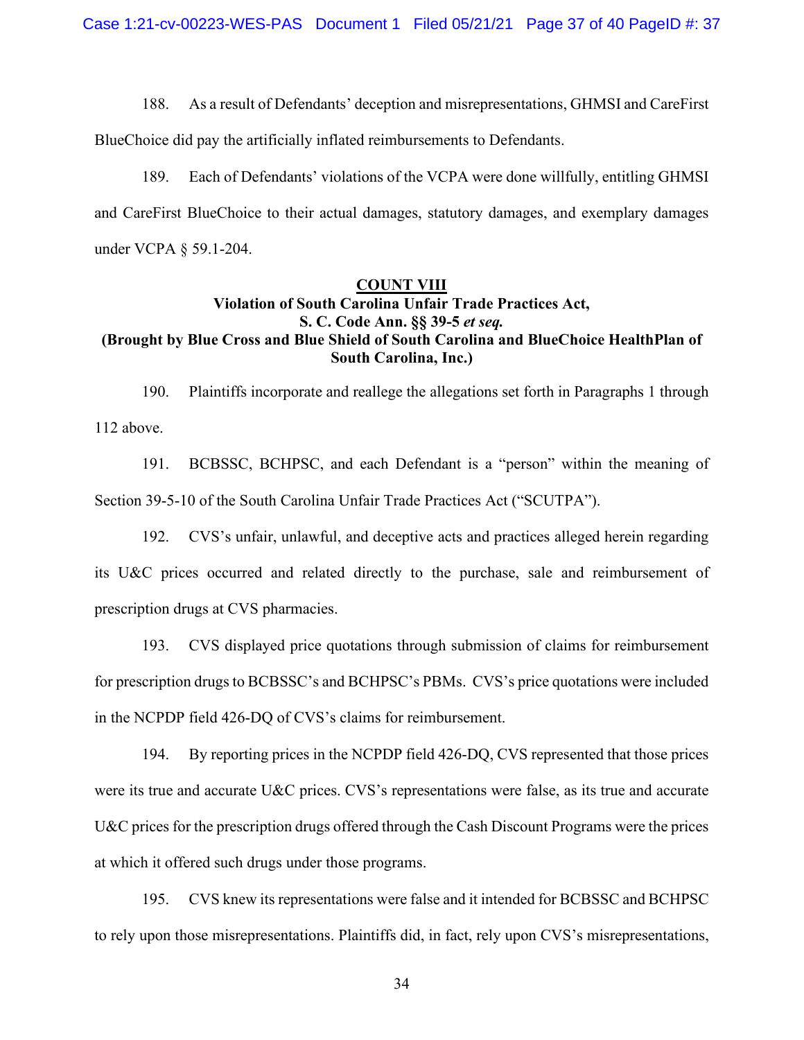188. As a result of Defendants' deception and misrepresentations, GHMSI and CareFirst BlueChoice did pay the artificially inflated reimbursements to Defendants.

189. Each of Defendants' violations of the VCPA were done willfully, entitling GHMSI and CareFirst BlueChoice to their actual damages, statutory damages, and exemplary damages under VCPA § 59.1-204.

## COUNT VIII

### Violation of South Carolina Unfair Trade Practices Act, S. C. Code Ann. §§ 39-5 *et seq.* (Brought by Blue Cross and Blue Shield of South Carolina and BlueChoice HealthPlan of South Carolina, Inc.)

190. Plaintiffs incorporate and reallege the allegations set forth in Paragraphs 1 through 112 above.

191. BCBSSC, BCHPSC, and each Defendant is a "person" within the meaning of Section 39-5-10 of the South Carolina Unfair Trade Practices Act ("SCUTPA").

192. CVS's unfair, unlawful, and deceptive acts and practices alleged herein regarding its U&C prices occurred and related directly to the purchase, sale and reimbursement of prescription drugs at CVS pharmacies.

193. CVS displayed price quotations through submission of claims for reimbursement for prescription drugs to BCBSSC's and BCHPSC's PBMs. CVS's price quotations were included in the NCPDP field 426-DQ of CVS's claims for reimbursement.

194. By reporting prices in the NCPDP field 426-DQ, CVS represented that those prices were its true and accurate U&C prices. CVS's representations were false, as its true and accurate U&C prices for the prescription drugs offered through the Cash Discount Programs were the prices at which it offered such drugs under those programs.

195. CVS knew its representations were false and it intended for BCBSSC and BCHPSC to rely upon those misrepresentations. Plaintiffs did, in fact, rely upon CVS's misrepresentations,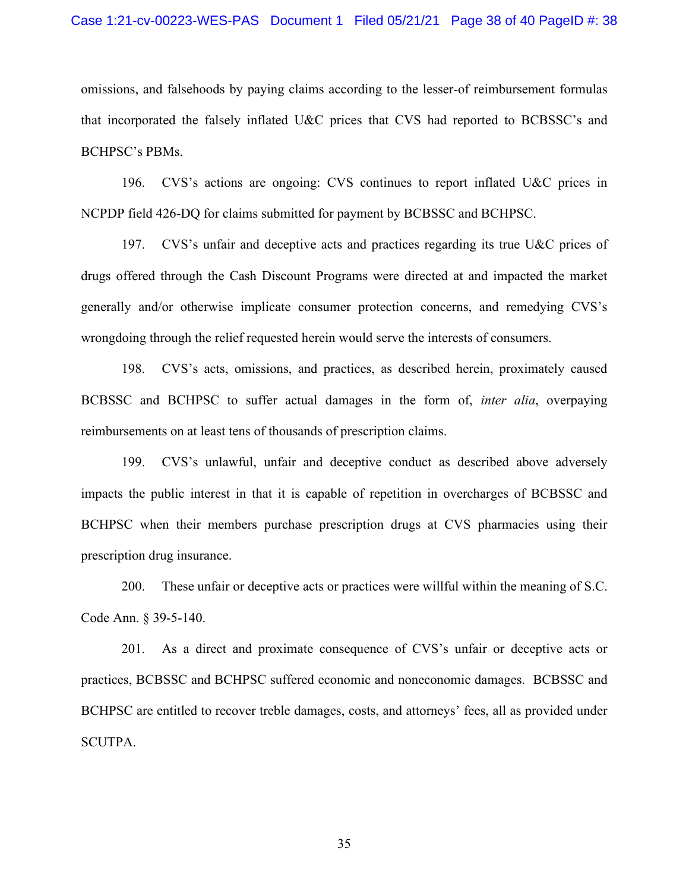omissions, and falsehoods by paying claims according to the lesser-of reimbursement formulas that incorporated the falsely inflated U&C prices that CVS had reported to BCBSSC's and BCHPSC's PBMs.

196. CVS's actions are ongoing: CVS continues to report inflated U&C prices in NCPDP field 426-DQ for claims submitted for payment by BCBSSC and BCHPSC.

197. CVS's unfair and deceptive acts and practices regarding its true U&C prices of drugs offered through the Cash Discount Programs were directed at and impacted the market generally and/or otherwise implicate consumer protection concerns, and remedying CVS's wrongdoing through the relief requested herein would serve the interests of consumers.

198. CVS's acts, omissions, and practices, as described herein, proximately caused BCBSSC and BCHPSC to suffer actual damages in the form of, *inter alia*, overpaying reimbursements on at least tens of thousands of prescription claims.

199. CVS's unlawful, unfair and deceptive conduct as described above adversely impacts the public interest in that it is capable of repetition in overcharges of BCBSSC and BCHPSC when their members purchase prescription drugs at CVS pharmacies using their prescription drug insurance.

200. These unfair or deceptive acts or practices were willful within the meaning of S.C. Code Ann. § 39-5-140.

201. As a direct and proximate consequence of CVS's unfair or deceptive acts or practices, BCBSSC and BCHPSC suffered economic and noneconomic damages. BCBSSC and BCHPSC are entitled to recover treble damages, costs, and attorneys' fees, all as provided under SCUTPA.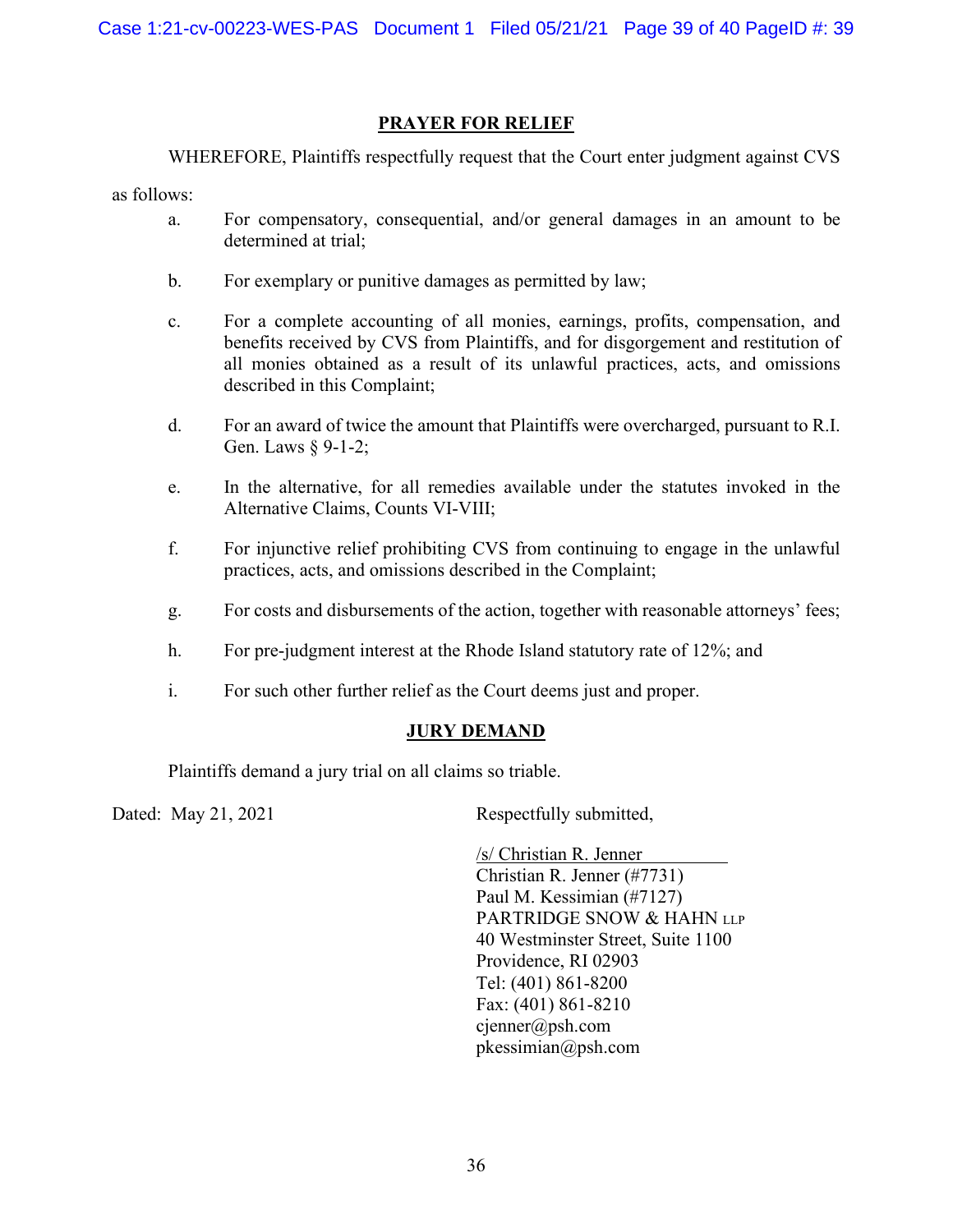## PRAYER FOR RELIEF

WHEREFORE, Plaintiffs respectfully request that the Court enter judgment against CVS as follows:

a. For compensatory, consequential, and/or general damages in an amount to be determined at trial;

b. For exemplary or punitive damages as permitted by law;

c. For a complete accounting of all monies, earnings, profits, compensation, and benefits received by CVS from Plaintiffs, and for disgorgement and restitution of all monies obtained as a result of its unlawful practices, acts, and omissions described in this Complaint;

d. For an award of twice the amount that Plaintiffs were overcharged, pursuant to R.I. Gen. Laws § 9-1-2;

e. In the alternative, for all remedies available under the statutes invoked in the Alternative Claims, Counts VI-VIII;

f. For injunctive relief prohibiting CVS from continuing to engage in the unlawful practices, acts, and omissions described in the Complaint;

g. For costs and disbursements of the action, together with reasonable attorneys' fees;

h. For pre-judgment interest at the Rhode Island statutory rate of 12%; and

i. For such other further relief as the Court deems just and proper.

## JURY DEMAND

Plaintiffs demand a jury trial on all claims so triable.

Dated: May 21, 2021

Respectfully submitted,

/s/ Christian R. Jenner
Christian R. Jenner (#7731)
Paul M. Kessimian (#7127)
PARTRIDGE SNOW & HAHN LLP
40 Westminster Street, Suite 1100
Providence, RI 02903
Tel: (401) 861-8200
Fax: (401) 861-8210
cjenner@psh.com
pkessimian@psh.com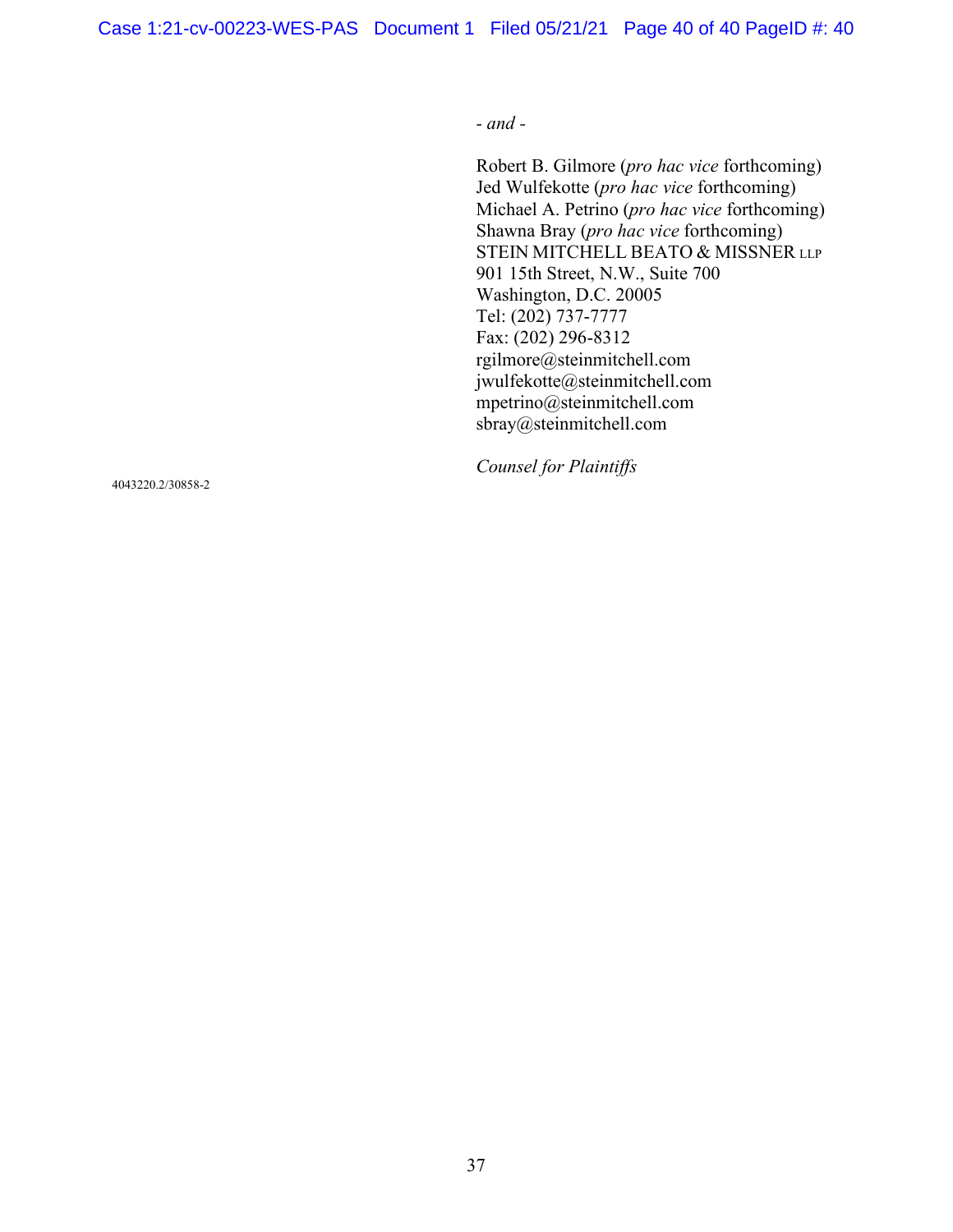*- and -*

Robert B. Gilmore (*pro hac vice* forthcoming)
Jed Wulfekotte (*pro hac vice* forthcoming)
Michael A. Petrino (*pro hac vice* forthcoming)
Shawna Bray (*pro hac vice* forthcoming)
STEIN MITCHELL BEATO & MISSNER LLP
901 15th Street, N.W., Suite 700
Washington, D.C. 20005
Tel: (202) 737-7777
Fax: (202) 296-8312
rgilmore@steinmitchell.com
jwulfekotte@steinmitchell.com
mpetrino@steinmitchell.com
sbray@steinmitchell.com

*Counsel for Plaintiffs*

4043220.2/30858-2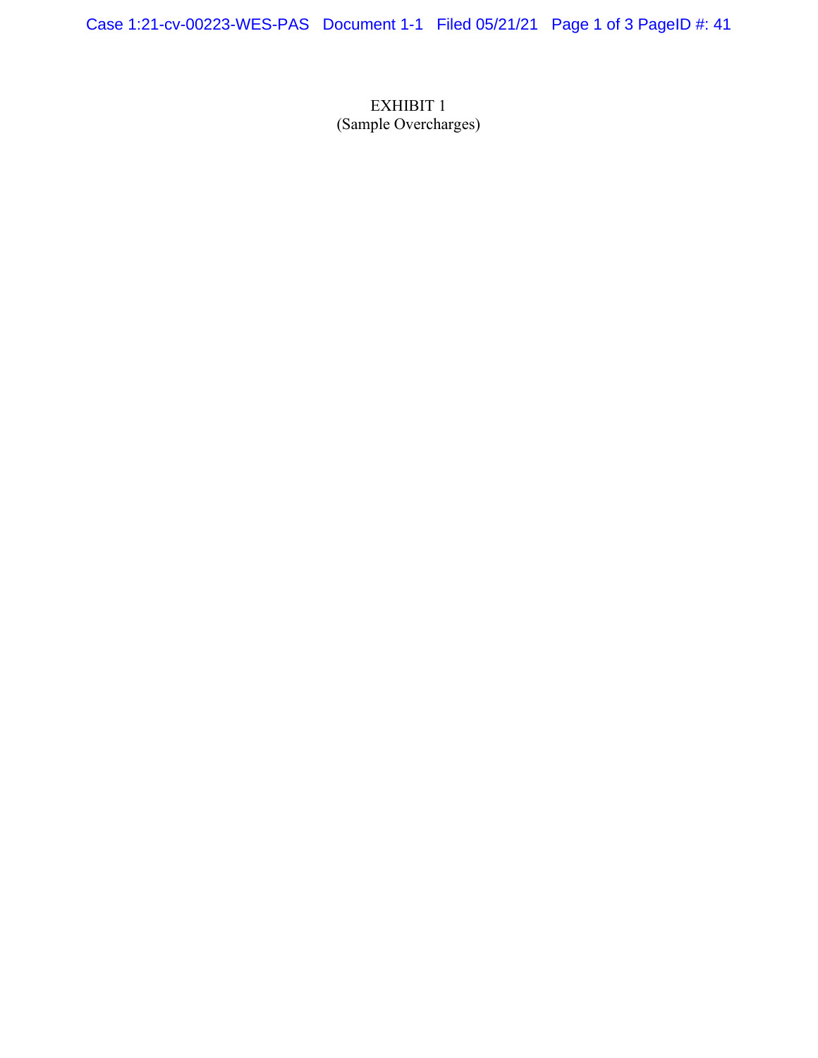EXHIBIT 1
(Sample Overcharges)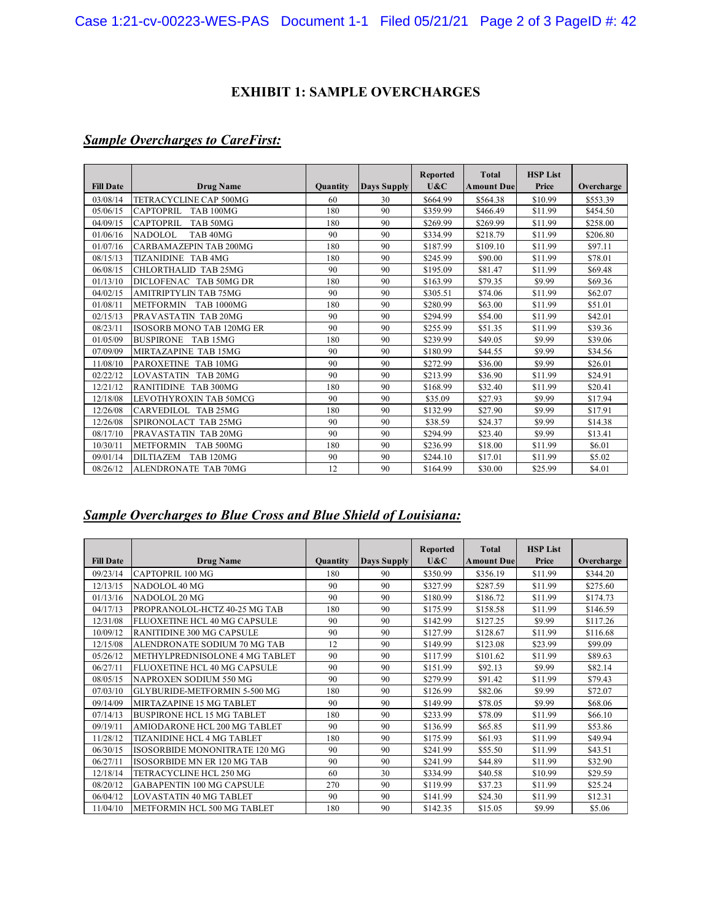## EXHIBIT 1: SAMPLE OVERCHARGES

### *Sample Overcharges to CareFirst:*

| Fill Date | Drug Name | Quantity | Days Supply | Reported U&C | Total Amount Due | HSP List Price | Overcharge |
|---|---|---|---|---|---|---|---|
| 03/08/14 | TETRACYCLINE CAP 500MG | 60 | 30 | $664.99 | $564.38 | $10.99 | $553.39 |
| 05/06/15 | CAPTOPRIL TAB 100MG | 180 | 90 | $359.99 | $466.49 | $11.99 | $454.50 |
| 04/09/15 | CAPTOPRIL TAB 50MG | 180 | 90 | $269.99 | $269.99 | $11.99 | $258.00 |
| 01/06/16 | NADOLOL TAB 40MG | 90 | 90 | $334.99 | $218.79 | $11.99 | $206.80 |
| 01/07/16 | CARBAMAZEPIN TAB 200MG | 180 | 90 | $187.99 | $109.10 | $11.99 | $97.11 |
| 08/15/13 | TIZANIDINE TAB 4MG | 180 | 90 | $245.99 | $90.00 | $11.99 | $78.01 |
| 06/08/15 | CHLORTHALID TAB 25MG | 90 | 90 | $195.09 | $81.47 | $11.99 | $69.48 |
| 01/13/10 | DICLOFENAC TAB 50MG DR | 180 | 90 | $163.99 | $79.35 | $9.99 | $69.36 |
| 04/02/15 | AMITRIPTYLIN TAB 75MG | 90 | 90 | $305.51 | $74.06 | $11.99 | $62.07 |
| 01/08/11 | METFORMIN TAB 1000MG | 180 | 90 | $280.99 | $63.00 | $11.99 | $51.01 |
| 02/15/13 | PRAVASTATIN TAB 20MG | 90 | 90 | $294.99 | $54.00 | $11.99 | $42.01 |
| 08/23/11 | ISOSORB MONO TAB 120MG ER | 90 | 90 | $255.99 | $51.35 | $11.99 | $39.36 |
| 01/05/09 | BUSPIRONE TAB 15MG | 180 | 90 | $239.99 | $49.05 | $9.99 | $39.06 |
| 07/09/09 | MIRTAZAPINE TAB 15MG | 90 | 90 | $180.99 | $44.55 | $9.99 | $34.56 |
| 11/08/10 | PAROXETINE TAB 10MG | 90 | 90 | $272.99 | $36.00 | $9.99 | $26.01 |
| 02/22/12 | LOVASTATIN TAB 20MG | 90 | 90 | $213.99 | $36.90 | $11.99 | $24.91 |
| 12/21/12 | RANITIDINE TAB 300MG | 180 | 90 | $168.99 | $32.40 | $11.99 | $20.41 |
| 12/18/08 | LEVOTHYROXIN TAB 50MCG | 90 | 90 | $35.09 | $27.93 | $9.99 | $17.94 |
| 12/26/08 | CARVEDILOL TAB 25MG | 180 | 90 | $132.99 | $27.90 | $9.99 | $17.91 |
| 12/26/08 | SPIRONOLACT TAB 25MG | 90 | 90 | $38.59 | $24.37 | $9.99 | $14.38 |
| 08/17/10 | PRAVASTATIN TAB 20MG | 90 | 90 | $294.99 | $23.40 | $9.99 | $13.41 |
| 10/30/11 | METFORMIN TAB 500MG | 180 | 90 | $236.99 | $18.00 | $11.99 | $6.01 |
| 09/01/14 | DILTIAZEM TAB 120MG | 90 | 90 | $244.10 | $17.01 | $11.99 | $5.02 |
| 08/26/12 | ALENDRONATE TAB 70MG | 12 | 90 | $164.99 | $30.00 | $25.99 | $4.01 |

### *Sample Overcharges to Blue Cross and Blue Shield of Louisiana:*

| Fill Date | Drug Name | Quantity | Days Supply | Reported U&C | Total Amount Due | HSP List Price | Overcharge |
|---|---|---|---|---|---|---|---|
| 09/23/14 | CAPTOPRIL 100 MG | 180 | 90 | $350.99 | $356.19 | $11.99 | $344.20 |
| 12/13/15 | NADOLOL 40 MG | 90 | 90 | $327.99 | $287.59 | $11.99 | $275.60 |
| 01/13/16 | NADOLOL 20 MG | 90 | 90 | $180.99 | $186.72 | $11.99 | $174.73 |
| 04/17/13 | PROPRANOLOL-HCTZ 40-25 MG TAB | 180 | 90 | $175.99 | $158.58 | $11.99 | $146.59 |
| 12/31/08 | FLUOXETINE HCL 40 MG CAPSULE | 90 | 90 | $142.99 | $127.25 | $9.99 | $117.26 |
| 10/09/12 | RANITIDINE 300 MG CAPSULE | 90 | 90 | $127.99 | $128.67 | $11.99 | $116.68 |
| 12/15/08 | ALENDRONATE SODIUM 70 MG TAB | 12 | 90 | $149.99 | $123.08 | $23.99 | $99.09 |
| 05/26/12 | METHYLPREDNISOLONE 4 MG TABLET | 90 | 90 | $117.99 | $101.62 | $11.99 | $89.63 |
| 06/27/11 | FLUOXETINE HCL 40 MG CAPSULE | 90 | 90 | $151.99 | $92.13 | $9.99 | $82.14 |
| 08/05/15 | NAPROXEN SODIUM 550 MG | 90 | 90 | $279.99 | $91.42 | $11.99 | $79.43 |
| 07/03/10 | GLYBURIDE-METFORMIN 5-500 MG | 180 | 90 | $126.99 | $82.06 | $9.99 | $72.07 |
| 09/14/09 | MIRTAZAPINE 15 MG TABLET | 90 | 90 | $149.99 | $78.05 | $9.99 | $68.06 |
| 07/14/13 | BUSPIRONE HCL 15 MG TABLET | 180 | 90 | $233.99 | $78.09 | $11.99 | $66.10 |
| 09/19/11 | AMIODARONE HCL 200 MG TABLET | 90 | 90 | $136.99 | $65.85 | $11.99 | $53.86 |
| 11/28/12 | TIZANIDINE HCL 4 MG TABLET | 180 | 90 | $175.99 | $61.93 | $11.99 | $49.94 |
| 06/30/15 | ISOSORBIDE MONONITRATE 120 MG | 90 | 90 | $241.99 | $55.50 | $11.99 | $43.51 |
| 06/27/11 | ISOSORBIDE MN ER 120 MG TAB | 90 | 90 | $241.99 | $44.89 | $11.99 | $32.90 |
| 12/18/14 | TETRACYCLINE HCL 250 MG | 60 | 30 | $334.99 | $40.58 | $10.99 | $29.59 |
| 08/20/12 | GABAPENTIN 100 MG CAPSULE | 270 | 90 | $119.99 | $37.23 | $11.99 | $25.24 |
| 06/04/12 | LOVASTATIN 40 MG TABLET | 90 | 90 | $141.99 | $24.30 | $11.99 | $12.31 |
| 11/04/10 | METFORMIN HCL 500 MG TABLET | 180 | 90 | $142.35 | $15.05 | $9.99 | $5.06 |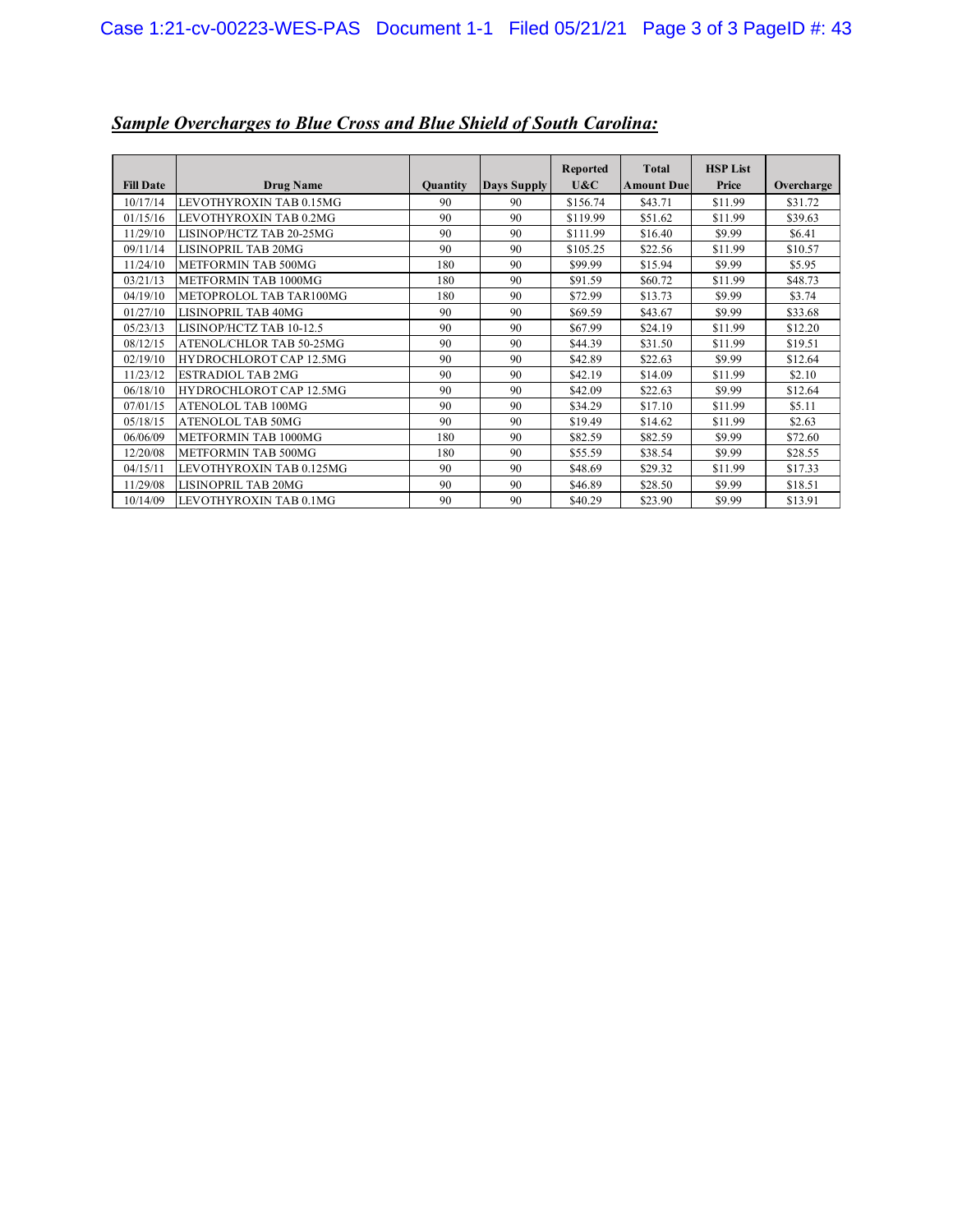***Sample Overcharges to Blue Cross and Blue Shield of South Carolina:***

| Fill Date | Drug Name | Quantity | Days Supply | Reported U&C | Total Amount Due | HSP List Price | Overcharge |
|---|---|---|---|---|---|---|---|
| 10/17/14 | LEVOTHYROXIN TAB 0.15MG | 90 | 90 | $156.74 | $43.71 | $11.99 | $31.72 |
| 01/15/16 | LEVOTHYROXIN TAB 0.2MG | 90 | 90 | $119.99 | $51.62 | $11.99 | $39.63 |
| 11/29/10 | LISINOP/HCTZ TAB 20-25MG | 90 | 90 | $111.99 | $16.40 | $9.99 | $6.41 |
| 09/11/14 | LISINOPRIL TAB 20MG | 90 | 90 | $105.25 | $22.56 | $11.99 | $10.57 |
| 11/24/10 | METFORMIN TAB 500MG | 180 | 90 | $99.99 | $15.94 | $9.99 | $5.95 |
| 03/21/13 | METFORMIN TAB 1000MG | 180 | 90 | $91.59 | $60.72 | $11.99 | $48.73 |
| 04/19/10 | METOPROLOL TAB TAR100MG | 180 | 90 | $72.99 | $13.73 | $9.99 | $3.74 |
| 01/27/10 | LISINOPRIL TAB 40MG | 90 | 90 | $69.59 | $43.67 | $9.99 | $33.68 |
| 05/23/13 | LISINOP/HCTZ TAB 10-12.5 | 90 | 90 | $67.99 | $24.19 | $11.99 | $12.20 |
| 08/12/15 | ATENOL/CHLOR TAB 50-25MG | 90 | 90 | $44.39 | $31.50 | $11.99 | $19.51 |
| 02/19/10 | HYDROCHLOROT CAP 12.5MG | 90 | 90 | $42.89 | $22.63 | $9.99 | $12.64 |
| 11/23/12 | ESTRADIOL TAB 2MG | 90 | 90 | $42.19 | $14.09 | $11.99 | $2.10 |
| 06/18/10 | HYDROCHLOROT CAP 12.5MG | 90 | 90 | $42.09 | $22.63 | $9.99 | $12.64 |
| 07/01/15 | ATENOLOL TAB 100MG | 90 | 90 | $34.29 | $17.10 | $11.99 | $5.11 |
| 05/18/15 | ATENOLOL TAB 50MG | 90 | 90 | $19.49 | $14.62 | $11.99 | $2.63 |
| 06/06/09 | METFORMIN TAB 1000MG | 180 | 90 | $82.59 | $82.59 | $9.99 | $72.60 |
| 12/20/08 | METFORMIN TAB 500MG | 180 | 90 | $55.59 | $38.54 | $9.99 | $28.55 |
| 04/15/11 | LEVOTHYROXIN TAB 0.125MG | 90 | 90 | $48.69 | $29.32 | $11.99 | $17.33 |
| 11/29/08 | LISINOPRIL TAB 20MG | 90 | 90 | $46.89 | $28.50 | $9.99 | $18.51 |
| 10/14/09 | LEVOTHYROXIN TAB 0.1MG | 90 | 90 | $40.29 | $23.90 | $9.99 | $13.91 |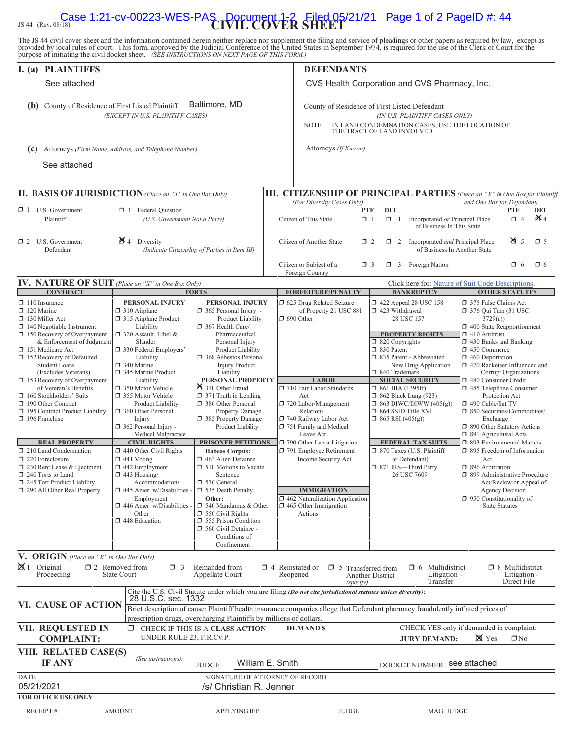JS 44 (Rev. 08/18)

# CIVIL COVER SHEET

The JS 44 civil cover sheet and the information contained herein neither replace nor supplement the filing and service of pleadings or other papers as required by law, except as provided by local rules of court. This form, approved by the Judicial Conference of the United States in September 1974, is required for the use of the Clerk of Court for the purpose of initiating the civil docket sheet. *(SEE INSTRUCTIONS ON NEXT PAGE OF THIS FORM.)*

## I. (a) PLAINTIFFS

See attached

**(b)** County of Residence of First Listed Plaintiff: Baltimore, MD
*(EXCEPT IN U.S. PLAINTIFF CASES)*

**(c)** Attorneys *(Firm Name, Address, and Telephone Number)*

See attached

## DEFENDANTS

CVS Health Corporation and CVS Pharmacy, Inc.

County of Residence of First Listed Defendant
*(IN U.S. PLAINTIFF CASES ONLY)*

NOTE: IN LAND CONDEMNATION CASES, USE THE LOCATION OF THE TRACT OF LAND INVOLVED.

Attorneys *(If Known)*

## II. BASIS OF JURISDICTION *(Place an "X" in One Box Only)*

- ☐ 1 U.S. Government Plaintiff
- ☐ 3 Federal Question *(U.S. Government Not a Party)*
- ☐ 2 U.S. Government Defendant
- ☒ 4 Diversity *(Indicate Citizenship of Parties in Item III)*

## III. CITIZENSHIP OF PRINCIPAL PARTIES *(Place an "X" in One Box for Plaintiff and One Box for Defendant)* *(For Diversity Cases Only)*

| | PTF | DEF | | PTF | DEF |
|---|---|---|---|---|---|
| Citizen of This State | ☐ 1 | ☐ 1 | Incorporated *or* Principal Place of Business In This State | ☐ 4 | ☒ 4 |
| Citizen of Another State | ☐ 2 | ☐ 2 | Incorporated *and* Principal Place of Business In Another State | ☒ 5 | ☐ 5 |
| Citizen or Subject of a Foreign Country | ☐ 3 | ☐ 3 | Foreign Nation | ☐ 6 | ☐ 6 |

## IV. NATURE OF SUIT *(Place an "X" in One Box Only)*

Click here for: Nature of Suit Code Descriptions.

**CONTRACT**
- ☐ 110 Insurance
- ☐ 120 Marine
- ☐ 130 Miller Act
- ☐ 140 Negotiable Instrument
- ☐ 150 Recovery of Overpayment & Enforcement of Judgment
- ☐ 151 Medicare Act
- ☐ 152 Recovery of Defaulted Student Loans (Excludes Veterans)
- ☐ 153 Recovery of Overpayment of Veteran's Benefits
- ☐ 160 Stockholders' Suits
- ☐ 190 Other Contract
- ☐ 195 Contract Product Liability
- ☐ 196 Franchise

**REAL PROPERTY**
- ☐ 210 Land Condemnation
- ☐ 220 Foreclosure
- ☐ 230 Rent Lease & Ejectment
- ☐ 240 Torts to Land
- ☐ 245 Tort Product Liability
- ☐ 290 All Other Real Property

**TORTS — PERSONAL INJURY**
- ☐ 310 Airplane
- ☐ 315 Airplane Product Liability
- ☐ 320 Assault, Libel & Slander
- ☐ 330 Federal Employers' Liability
- ☐ 340 Marine
- ☐ 345 Marine Product Liability
- ☐ 350 Motor Vehicle
- ☐ 355 Motor Vehicle Product Liability
- ☐ 360 Other Personal Injury
- ☐ 362 Personal Injury - Medical Malpractice

**TORTS — PERSONAL INJURY**
- ☐ 365 Personal Injury - Product Liability
- ☐ 367 Health Care/ Pharmaceutical Personal Injury Product Liability
- ☐ 368 Asbestos Personal Injury Product Liability

**PERSONAL PROPERTY**
- ☒ 370 Other Fraud
- ☐ 371 Truth in Lending
- ☐ 380 Other Personal Property Damage
- ☐ 385 Property Damage Product Liability

**CIVIL RIGHTS**
- ☐ 440 Other Civil Rights
- ☐ 441 Voting
- ☐ 442 Employment
- ☐ 443 Housing/ Accommodations
- ☐ 445 Amer. w/Disabilities - Employment
- ☐ 446 Amer. w/Disabilities - Other
- ☐ 448 Education

**PRISONER PETITIONS**

Habeas Corpus:
- ☐ 463 Alien Detainee
- ☐ 510 Motions to Vacate Sentence
- ☐ 530 General
- ☐ 535 Death Penalty

Other:
- ☐ 540 Mandamus & Other
- ☐ 550 Civil Rights
- ☐ 555 Prison Condition
- ☐ 560 Civil Detainee - Conditions of Confinement

**FORFEITURE/PENALTY**
- ☐ 625 Drug Related Seizure of Property 21 USC 881
- ☐ 690 Other

**LABOR**
- ☐ 710 Fair Labor Standards Act
- ☐ 720 Labor/Management Relations
- ☐ 740 Railway Labor Act
- ☐ 751 Family and Medical Leave Act
- ☐ 790 Other Labor Litigation
- ☐ 791 Employee Retirement Income Security Act

**IMMIGRATION**
- ☐ 462 Naturalization Application
- ☐ 465 Other Immigration Actions

**BANKRUPTCY**
- ☐ 422 Appeal 28 USC 158
- ☐ 423 Withdrawal 28 USC 157

**PROPERTY RIGHTS**
- ☐ 820 Copyrights
- ☐ 830 Patent
- ☐ 835 Patent - Abbreviated New Drug Application
- ☐ 840 Trademark

**SOCIAL SECURITY**
- ☐ 861 HIA (1395ff)
- ☐ 862 Black Lung (923)
- ☐ 863 DIWC/DIWW (405(g))
- ☐ 864 SSID Title XVI
- ☐ 865 RSI (405(g))

**FEDERAL TAX SUITS**
- ☐ 870 Taxes (U.S. Plaintiff or Defendant)
- ☐ 871 IRS—Third Party 26 USC 7609

**OTHER STATUTES**
- ☐ 375 False Claims Act
- ☐ 376 Qui Tam (31 USC 3729(a))
- ☐ 400 State Reapportionment
- ☐ 410 Antitrust
- ☐ 430 Banks and Banking
- ☐ 450 Commerce
- ☐ 460 Deportation
- ☐ 470 Racketeer Influenced and Corrupt Organizations
- ☐ 480 Consumer Credit
- ☐ 485 Telephone Consumer Protection Act
- ☐ 490 Cable/Sat TV
- ☐ 850 Securities/Commodities/ Exchange
- ☐ 890 Other Statutory Actions
- ☐ 891 Agricultural Acts
- ☐ 893 Environmental Matters
- ☐ 895 Freedom of Information Act
- ☐ 896 Arbitration
- ☐ 899 Administrative Procedure Act/Review or Appeal of Agency Decision
- ☐ 950 Constitutionality of State Statutes

## V. ORIGIN *(Place an "X" in One Box Only)*

- ☒ 1 Original Proceeding
- ☐ 2 Removed from State Court
- ☐ 3 Remanded from Appellate Court
- ☐ 4 Reinstated or Reopened
- ☐ 5 Transferred from Another District *(specify)*
- ☐ 6 Multidistrict Litigation - Transfer
- ☐ 8 Multidistrict Litigation - Direct File

## VI. CAUSE OF ACTION

Cite the U.S. Civil Statute under which you are filing *(Do not cite jurisdictional statutes unless diversity)*:
28 U.S.C. sec. 1332

Brief description of cause: Plaintiff health insurance companies allege that Defendant pharmacy fraudulently inflated prices of prescription drugs, overcharging Plaintiffs by millions of dollars.

## VII. REQUESTED IN COMPLAINT:

☐ CHECK IF THIS IS A **CLASS ACTION** UNDER RULE 23, F.R.Cv.P.

**DEMAND $**

CHECK YES only if demanded in complaint:
**JURY DEMAND:** ☒ Yes ☐ No

## VIII. RELATED CASE(S) IF ANY

*(See instructions):* JUDGE William E. Smith DOCKET NUMBER see attached

DATE: 05/21/2021

SIGNATURE OF ATTORNEY OF RECORD: /s/ Christian R. Jenner

**FOR OFFICE USE ONLY**

RECEIPT # AMOUNT APPLYING IFP JUDGE MAG. JUDGE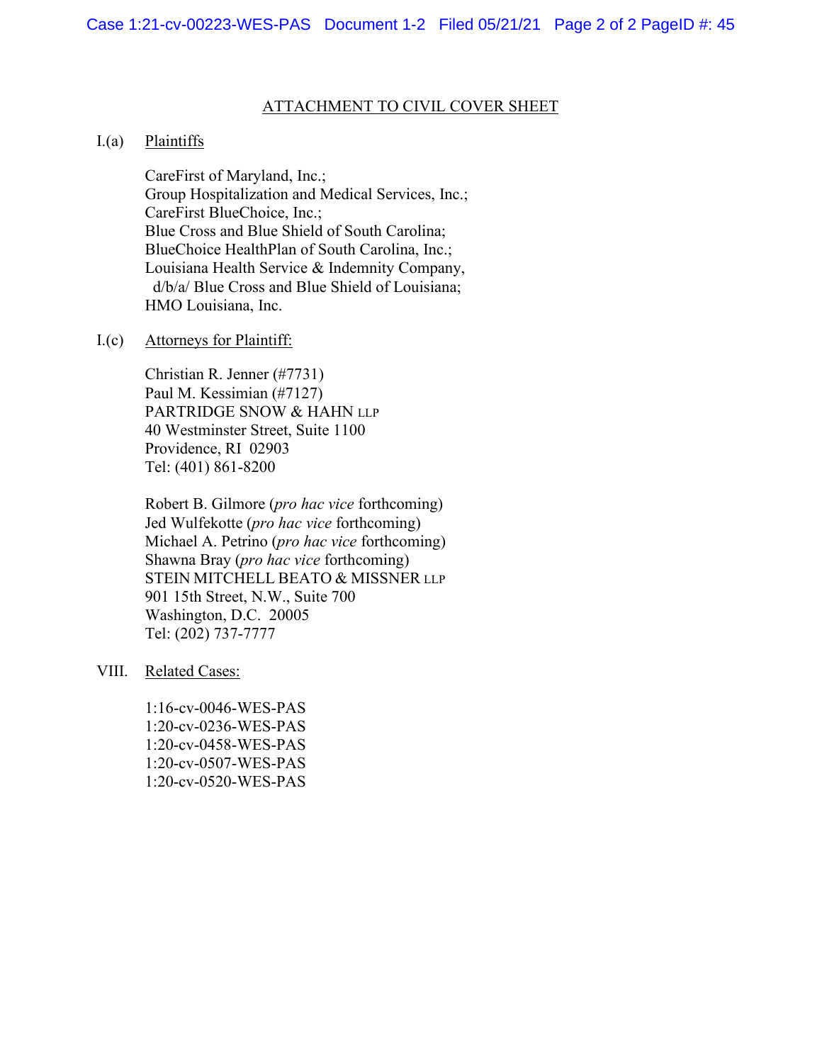# ATTACHMENT TO CIVIL COVER SHEET

I.(a) Plaintiffs

CareFirst of Maryland, Inc.;
Group Hospitalization and Medical Services, Inc.;
CareFirst BlueChoice, Inc.;
Blue Cross and Blue Shield of South Carolina;
BlueChoice HealthPlan of South Carolina, Inc.;
Louisiana Health Service & Indemnity Company,
 d/b/a/ Blue Cross and Blue Shield of Louisiana;
HMO Louisiana, Inc.

I.(c) Attorneys for Plaintiff:

Christian R. Jenner (#7731)
Paul M. Kessimian (#7127)
PARTRIDGE SNOW & HAHN LLP
40 Westminster Street, Suite 1100
Providence, RI 02903
Tel: (401) 861-8200

Robert B. Gilmore (*pro hac vice* forthcoming)
Jed Wulfekotte (*pro hac vice* forthcoming)
Michael A. Petrino (*pro hac vice* forthcoming)
Shawna Bray (*pro hac vice* forthcoming)
STEIN MITCHELL BEATO & MISSNER LLP
901 15th Street, N.W., Suite 700
Washington, D.C. 20005
Tel: (202) 737-7777

VIII. Related Cases:

1:16-cv-0046-WES-PAS
1:20-cv-0236-WES-PAS
1:20-cv-0458-WES-PAS
1:20-cv-0507-WES-PAS
1:20-cv-0520-WES-PAS